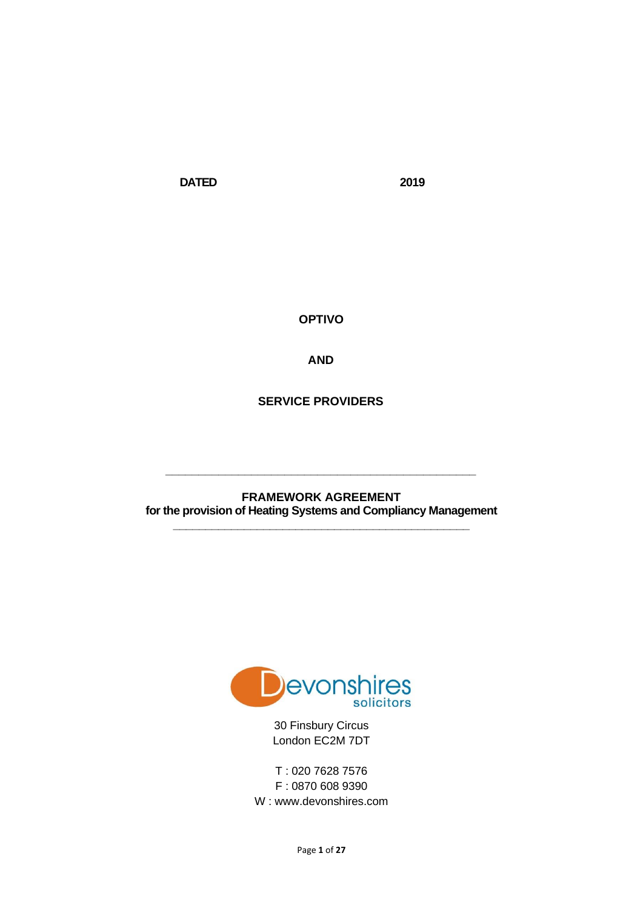**DATED 2019**

**OPTIVO**

**AND**

**SERVICE PROVIDERS**

---

**FRAMEWORK AGREEMENT**
**for the provision of Heating Systems and Compliancy Management**

---

Devonshires solicitors

30 Finsbury Circus
London EC2M 7DT

T : 020 7628 7576
F : 0870 608 9390
W : www.devonshires.com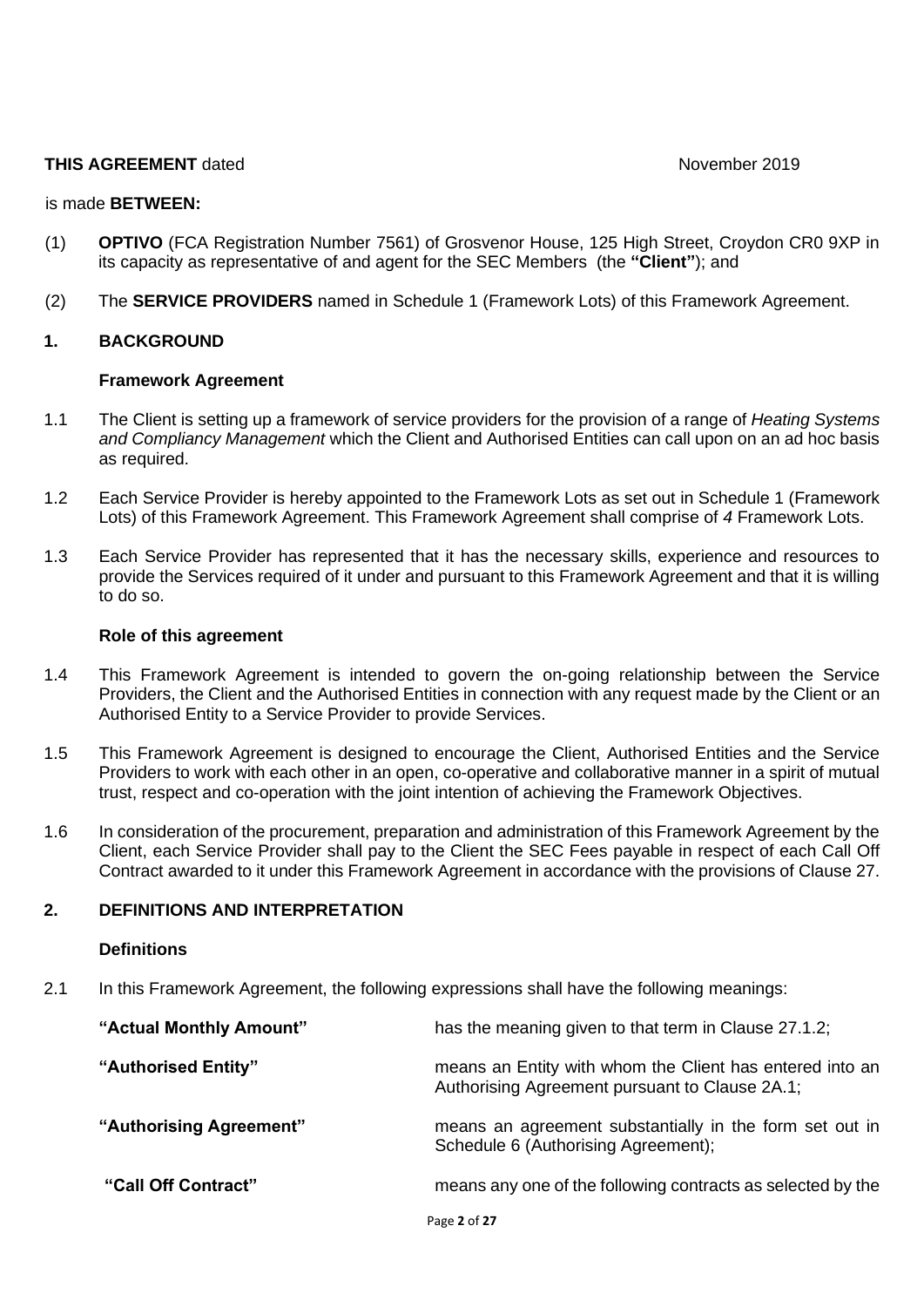**THIS AGREEMENT** dated November 2019

is made **BETWEEN:**

(1) **OPTIVO** (FCA Registration Number 7561) of Grosvenor House, 125 High Street, Croydon CR0 9XP in its capacity as representative of and agent for the SEC Members (the **"Client"**); and

(2) The **SERVICE PROVIDERS** named in Schedule 1 (Framework Lots) of this Framework Agreement.

## 1. BACKGROUND

### Framework Agreement

1.1 The Client is setting up a framework of service providers for the provision of a range of *Heating Systems and Compliancy Management* which the Client and Authorised Entities can call upon on an ad hoc basis as required.

1.2 Each Service Provider is hereby appointed to the Framework Lots as set out in Schedule 1 (Framework Lots) of this Framework Agreement. This Framework Agreement shall comprise of *4* Framework Lots.

1.3 Each Service Provider has represented that it has the necessary skills, experience and resources to provide the Services required of it under and pursuant to this Framework Agreement and that it is willing to do so.

### Role of this agreement

1.4 This Framework Agreement is intended to govern the on-going relationship between the Service Providers, the Client and the Authorised Entities in connection with any request made by the Client or an Authorised Entity to a Service Provider to provide Services.

1.5 This Framework Agreement is designed to encourage the Client, Authorised Entities and the Service Providers to work with each other in an open, co-operative and collaborative manner in a spirit of mutual trust, respect and co-operation with the joint intention of achieving the Framework Objectives.

1.6 In consideration of the procurement, preparation and administration of this Framework Agreement by the Client, each Service Provider shall pay to the Client the SEC Fees payable in respect of each Call Off Contract awarded to it under this Framework Agreement in accordance with the provisions of Clause 27.

## 2. DEFINITIONS AND INTERPRETATION

### Definitions

2.1 In this Framework Agreement, the following expressions shall have the following meanings:

**"Actual Monthly Amount"** has the meaning given to that term in Clause 27.1.2;

**"Authorised Entity"** means an Entity with whom the Client has entered into an Authorising Agreement pursuant to Clause 2A.1;

**"Authorising Agreement"** means an agreement substantially in the form set out in Schedule 6 (Authorising Agreement);

**"Call Off Contract"** means any one of the following contracts as selected by the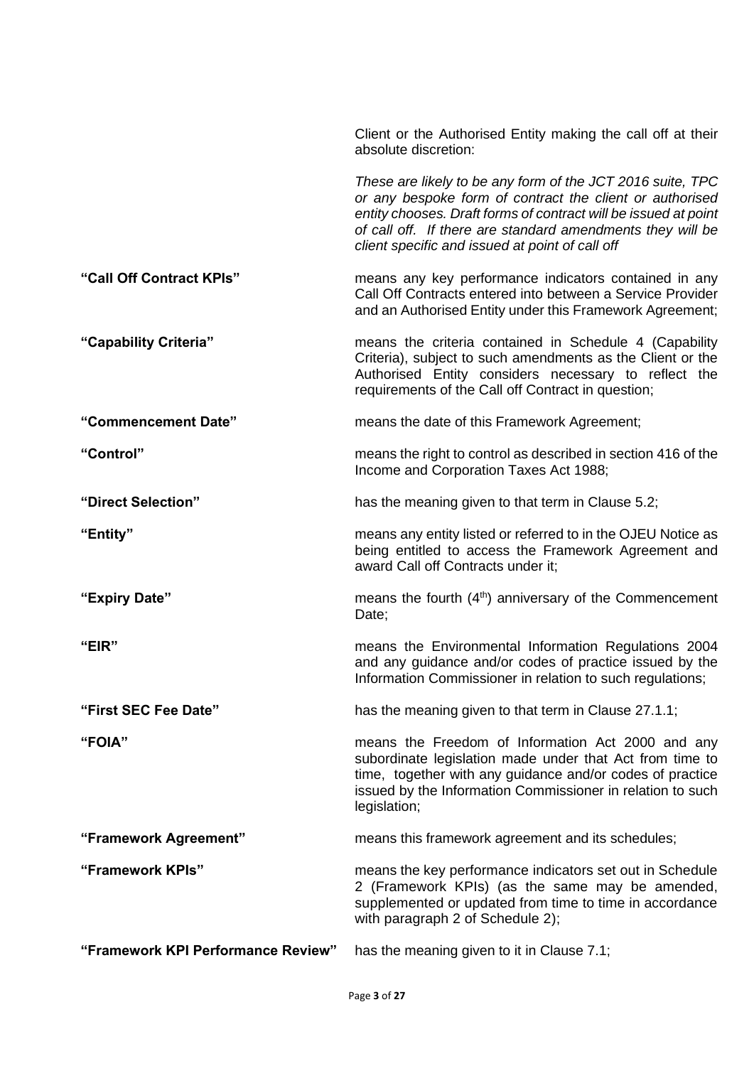Client or the Authorised Entity making the call off at their absolute discretion:

*These are likely to be any form of the JCT 2016 suite, TPC or any bespoke form of contract the client or authorised entity chooses. Draft forms of contract will be issued at point of call off. If there are standard amendments they will be client specific and issued at point of call off*

**"Call Off Contract KPIs"** means any key performance indicators contained in any Call Off Contracts entered into between a Service Provider and an Authorised Entity under this Framework Agreement;

**"Capability Criteria"** means the criteria contained in Schedule 4 (Capability Criteria), subject to such amendments as the Client or the Authorised Entity considers necessary to reflect the requirements of the Call off Contract in question;

**"Commencement Date"** means the date of this Framework Agreement;

**"Control"** means the right to control as described in section 416 of the Income and Corporation Taxes Act 1988;

**"Direct Selection"** has the meaning given to that term in Clause 5.2;

**"Entity"** means any entity listed or referred to in the OJEU Notice as being entitled to access the Framework Agreement and award Call off Contracts under it;

**"Expiry Date"** means the fourth (4th) anniversary of the Commencement Date;

**"EIR"** means the Environmental Information Regulations 2004 and any guidance and/or codes of practice issued by the Information Commissioner in relation to such regulations;

**"First SEC Fee Date"** has the meaning given to that term in Clause 27.1.1;

**"FOIA"** means the Freedom of Information Act 2000 and any subordinate legislation made under that Act from time to time, together with any guidance and/or codes of practice issued by the Information Commissioner in relation to such legislation;

**"Framework Agreement"** means this framework agreement and its schedules;

**"Framework KPIs"** means the key performance indicators set out in Schedule 2 (Framework KPIs) (as the same may be amended, supplemented or updated from time to time in accordance with paragraph 2 of Schedule 2);

**"Framework KPI Performance Review"** has the meaning given to it in Clause 7.1;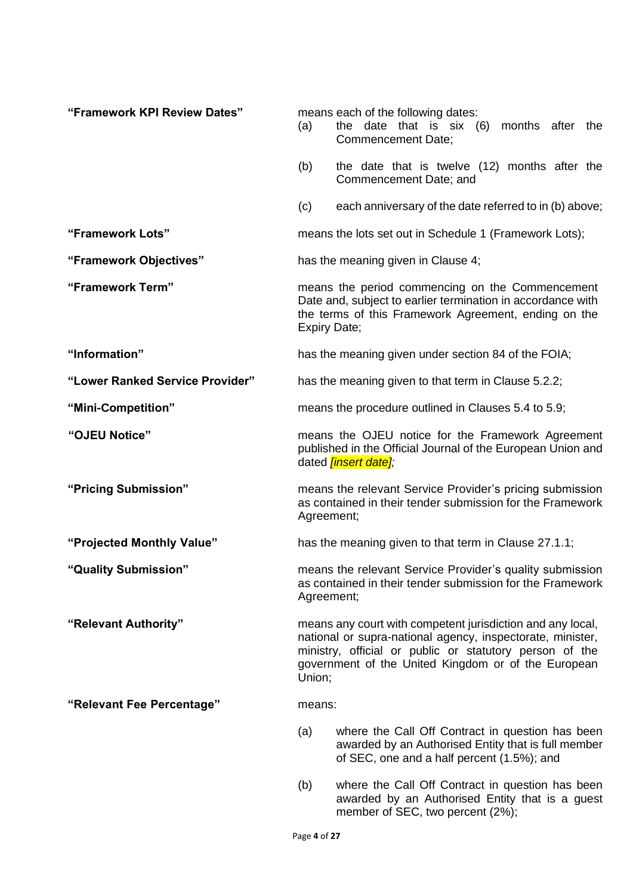**"Framework KPI Review Dates"** means each of the following dates:

(a) the date that is six (6) months after the Commencement Date;

(b) the date that is twelve (12) months after the Commencement Date; and

(c) each anniversary of the date referred to in (b) above;

**"Framework Lots"** means the lots set out in Schedule 1 (Framework Lots);

**"Framework Objectives"** has the meaning given in Clause 4;

**"Framework Term"** means the period commencing on the Commencement Date and, subject to earlier termination in accordance with the terms of this Framework Agreement, ending on the Expiry Date;

**"Information"** has the meaning given under section 84 of the FOIA;

**"Lower Ranked Service Provider"** has the meaning given to that term in Clause 5.2.2;

**"Mini-Competition"** means the procedure outlined in Clauses 5.4 to 5.9;

**"OJEU Notice"** means the OJEU notice for the Framework Agreement published in the Official Journal of the European Union and dated *[insert date];*

**"Pricing Submission"** means the relevant Service Provider's pricing submission as contained in their tender submission for the Framework Agreement;

**"Projected Monthly Value"** has the meaning given to that term in Clause 27.1.1;

**"Quality Submission"** means the relevant Service Provider's quality submission as contained in their tender submission for the Framework Agreement;

**"Relevant Authority"** means any court with competent jurisdiction and any local, national or supra-national agency, inspectorate, minister, ministry, official or public or statutory person of the government of the United Kingdom or of the European Union;

**"Relevant Fee Percentage"** means:

(a) where the Call Off Contract in question has been awarded by an Authorised Entity that is full member of SEC, one and a half percent (1.5%); and

(b) where the Call Off Contract in question has been awarded by an Authorised Entity that is a guest member of SEC, two percent (2%);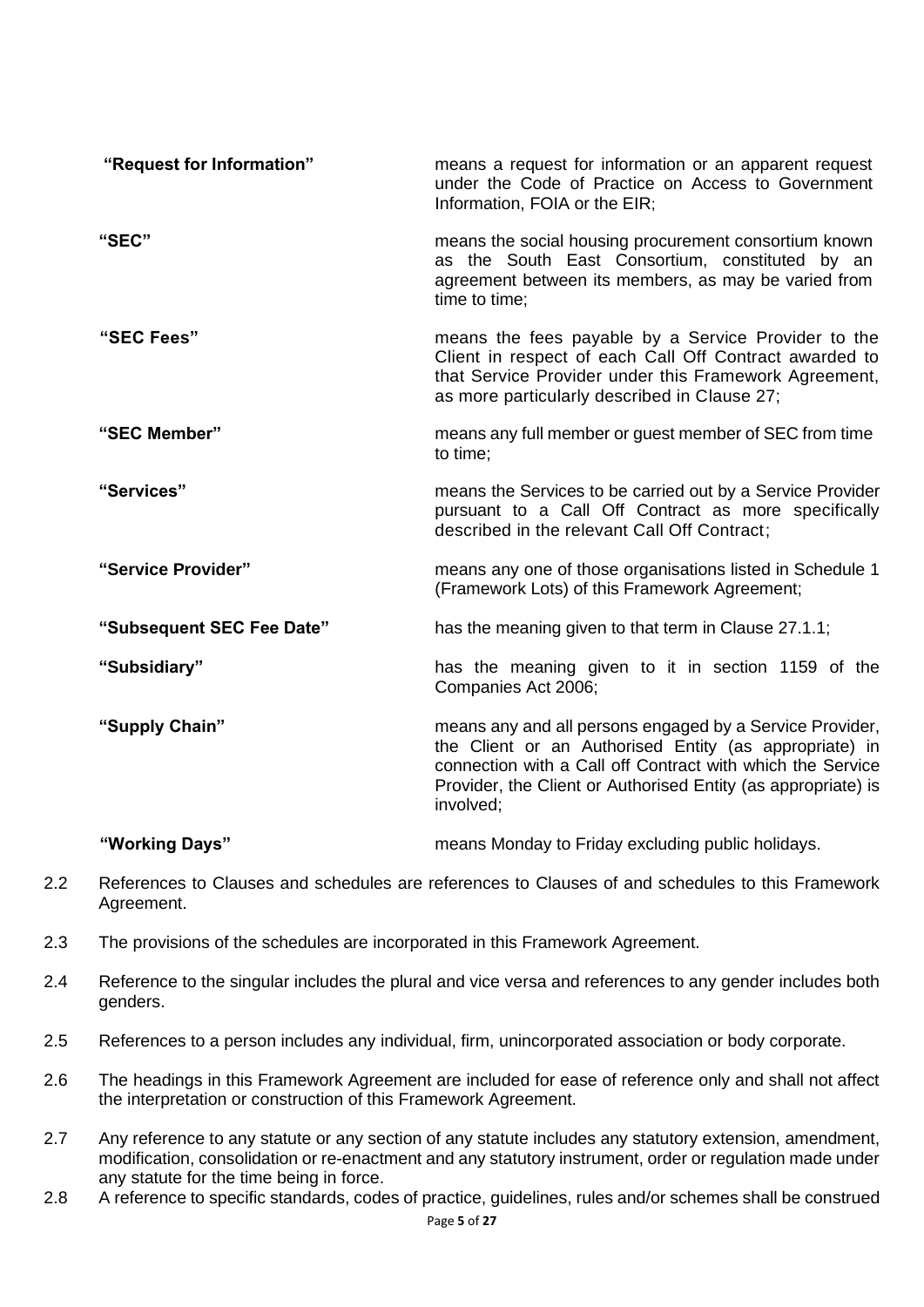| | |
|---|---|
| **"Request for Information"** | means a request for information or an apparent request under the Code of Practice on Access to Government Information, FOIA or the EIR; |
| **"SEC"** | means the social housing procurement consortium known as the South East Consortium, constituted by an agreement between its members, as may be varied from time to time; |
| **"SEC Fees"** | means the fees payable by a Service Provider to the Client in respect of each Call Off Contract awarded to that Service Provider under this Framework Agreement, as more particularly described in Clause 27; |
| **"SEC Member"** | means any full member or guest member of SEC from time to time; |
| **"Services"** | means the Services to be carried out by a Service Provider pursuant to a Call Off Contract as more specifically described in the relevant Call Off Contract; |
| **"Service Provider"** | means any one of those organisations listed in Schedule 1 (Framework Lots) of this Framework Agreement; |
| **"Subsequent SEC Fee Date"** | has the meaning given to that term in Clause 27.1.1; |
| **"Subsidiary"** | has the meaning given to it in section 1159 of the Companies Act 2006; |
| **"Supply Chain"** | means any and all persons engaged by a Service Provider, the Client or an Authorised Entity (as appropriate) in connection with a Call off Contract with which the Service Provider, the Client or Authorised Entity (as appropriate) is involved; |
| **"Working Days"** | means Monday to Friday excluding public holidays. |

2.2 References to Clauses and schedules are references to Clauses of and schedules to this Framework Agreement.

2.3 The provisions of the schedules are incorporated in this Framework Agreement.

2.4 Reference to the singular includes the plural and vice versa and references to any gender includes both genders.

2.5 References to a person includes any individual, firm, unincorporated association or body corporate.

2.6 The headings in this Framework Agreement are included for ease of reference only and shall not affect the interpretation or construction of this Framework Agreement.

2.7 Any reference to any statute or any section of any statute includes any statutory extension, amendment, modification, consolidation or re-enactment and any statutory instrument, order or regulation made under any statute for the time being in force.

2.8 A reference to specific standards, codes of practice, guidelines, rules and/or schemes shall be construed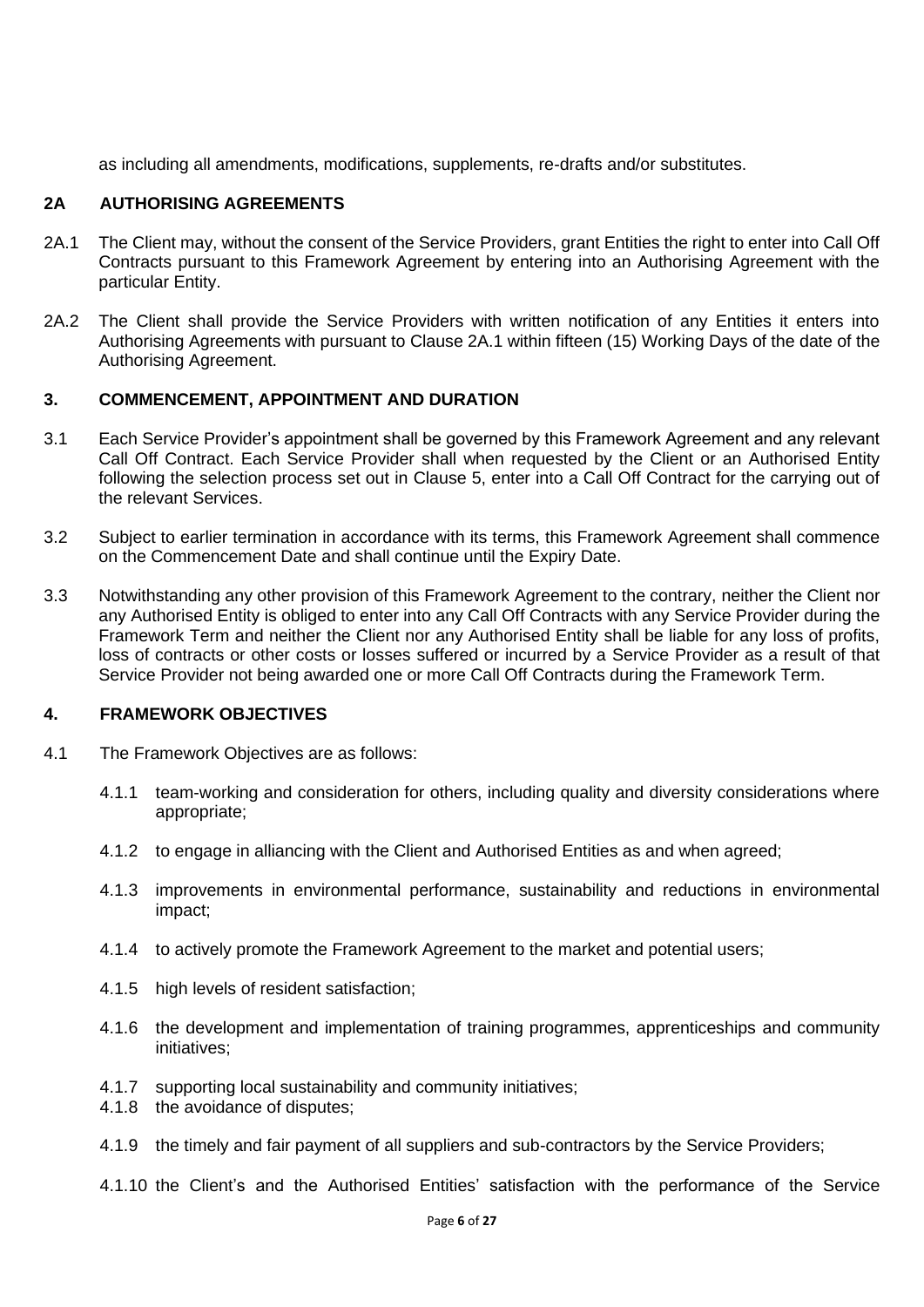as including all amendments, modifications, supplements, re-drafts and/or substitutes.

## 2A AUTHORISING AGREEMENTS

2A.1 The Client may, without the consent of the Service Providers, grant Entities the right to enter into Call Off Contracts pursuant to this Framework Agreement by entering into an Authorising Agreement with the particular Entity.

2A.2 The Client shall provide the Service Providers with written notification of any Entities it enters into Authorising Agreements with pursuant to Clause 2A.1 within fifteen (15) Working Days of the date of the Authorising Agreement.

## 3. COMMENCEMENT, APPOINTMENT AND DURATION

3.1 Each Service Provider's appointment shall be governed by this Framework Agreement and any relevant Call Off Contract. Each Service Provider shall when requested by the Client or an Authorised Entity following the selection process set out in Clause 5, enter into a Call Off Contract for the carrying out of the relevant Services.

3.2 Subject to earlier termination in accordance with its terms, this Framework Agreement shall commence on the Commencement Date and shall continue until the Expiry Date.

3.3 Notwithstanding any other provision of this Framework Agreement to the contrary, neither the Client nor any Authorised Entity is obliged to enter into any Call Off Contracts with any Service Provider during the Framework Term and neither the Client nor any Authorised Entity shall be liable for any loss of profits, loss of contracts or other costs or losses suffered or incurred by a Service Provider as a result of that Service Provider not being awarded one or more Call Off Contracts during the Framework Term.

## 4. FRAMEWORK OBJECTIVES

4.1 The Framework Objectives are as follows:

4.1.1 team-working and consideration for others, including quality and diversity considerations where appropriate;

4.1.2 to engage in alliancing with the Client and Authorised Entities as and when agreed;

4.1.3 improvements in environmental performance, sustainability and reductions in environmental impact;

4.1.4 to actively promote the Framework Agreement to the market and potential users;

4.1.5 high levels of resident satisfaction;

4.1.6 the development and implementation of training programmes, apprenticeships and community initiatives;

4.1.7 supporting local sustainability and community initiatives;

4.1.8 the avoidance of disputes;

4.1.9 the timely and fair payment of all suppliers and sub-contractors by the Service Providers;

4.1.10 the Client's and the Authorised Entities' satisfaction with the performance of the Service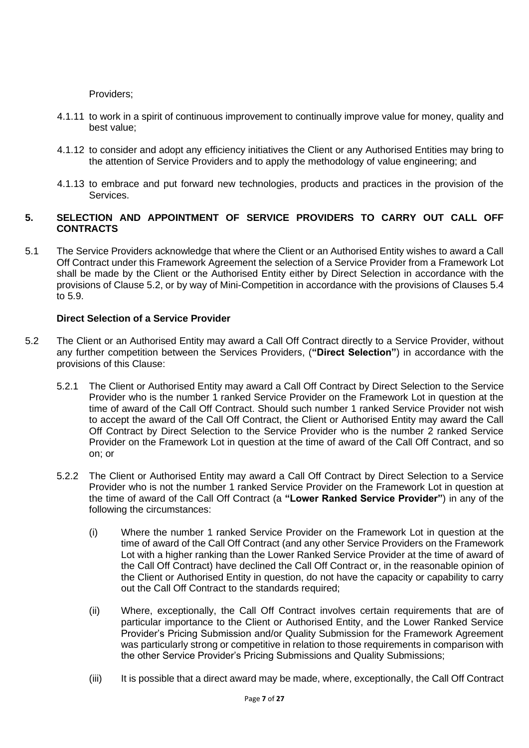Providers;

4.1.11 to work in a spirit of continuous improvement to continually improve value for money, quality and best value;

4.1.12 to consider and adopt any efficiency initiatives the Client or any Authorised Entities may bring to the attention of Service Providers and to apply the methodology of value engineering; and

4.1.13 to embrace and put forward new technologies, products and practices in the provision of the Services.

## 5. SELECTION AND APPOINTMENT OF SERVICE PROVIDERS TO CARRY OUT CALL OFF CONTRACTS

5.1 The Service Providers acknowledge that where the Client or an Authorised Entity wishes to award a Call Off Contract under this Framework Agreement the selection of a Service Provider from a Framework Lot shall be made by the Client or the Authorised Entity either by Direct Selection in accordance with the provisions of Clause 5.2, or by way of Mini-Competition in accordance with the provisions of Clauses 5.4 to 5.9.

**Direct Selection of a Service Provider**

5.2 The Client or an Authorised Entity may award a Call Off Contract directly to a Service Provider, without any further competition between the Services Providers, (**"Direct Selection"**) in accordance with the provisions of this Clause:

5.2.1 The Client or Authorised Entity may award a Call Off Contract by Direct Selection to the Service Provider who is the number 1 ranked Service Provider on the Framework Lot in question at the time of award of the Call Off Contract. Should such number 1 ranked Service Provider not wish to accept the award of the Call Off Contract, the Client or Authorised Entity may award the Call Off Contract by Direct Selection to the Service Provider who is the number 2 ranked Service Provider on the Framework Lot in question at the time of award of the Call Off Contract, and so on; or

5.2.2 The Client or Authorised Entity may award a Call Off Contract by Direct Selection to a Service Provider who is not the number 1 ranked Service Provider on the Framework Lot in question at the time of award of the Call Off Contract (a **"Lower Ranked Service Provider"**) in any of the following the circumstances:

(i) Where the number 1 ranked Service Provider on the Framework Lot in question at the time of award of the Call Off Contract (and any other Service Providers on the Framework Lot with a higher ranking than the Lower Ranked Service Provider at the time of award of the Call Off Contract) have declined the Call Off Contract or, in the reasonable opinion of the Client or Authorised Entity in question, do not have the capacity or capability to carry out the Call Off Contract to the standards required;

(ii) Where, exceptionally, the Call Off Contract involves certain requirements that are of particular importance to the Client or Authorised Entity, and the Lower Ranked Service Provider's Pricing Submission and/or Quality Submission for the Framework Agreement was particularly strong or competitive in relation to those requirements in comparison with the other Service Provider's Pricing Submissions and Quality Submissions;

(iii) It is possible that a direct award may be made, where, exceptionally, the Call Off Contract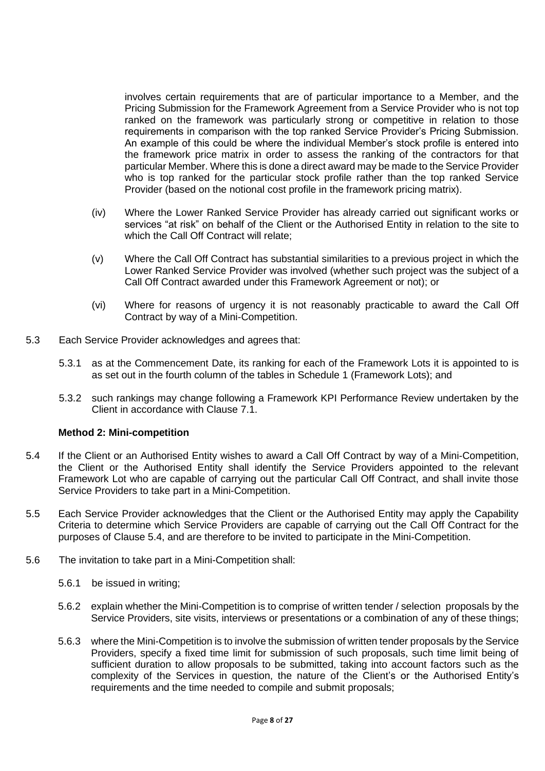involves certain requirements that are of particular importance to a Member, and the Pricing Submission for the Framework Agreement from a Service Provider who is not top ranked on the framework was particularly strong or competitive in relation to those requirements in comparison with the top ranked Service Provider's Pricing Submission. An example of this could be where the individual Member's stock profile is entered into the framework price matrix in order to assess the ranking of the contractors for that particular Member. Where this is done a direct award may be made to the Service Provider who is top ranked for the particular stock profile rather than the top ranked Service Provider (based on the notional cost profile in the framework pricing matrix).

(iv) Where the Lower Ranked Service Provider has already carried out significant works or services "at risk" on behalf of the Client or the Authorised Entity in relation to the site to which the Call Off Contract will relate;

(v) Where the Call Off Contract has substantial similarities to a previous project in which the Lower Ranked Service Provider was involved (whether such project was the subject of a Call Off Contract awarded under this Framework Agreement or not); or

(vi) Where for reasons of urgency it is not reasonably practicable to award the Call Off Contract by way of a Mini-Competition.

5.3 Each Service Provider acknowledges and agrees that:

5.3.1 as at the Commencement Date, its ranking for each of the Framework Lots it is appointed to is as set out in the fourth column of the tables in Schedule 1 (Framework Lots); and

5.3.2 such rankings may change following a Framework KPI Performance Review undertaken by the Client in accordance with Clause 7.1.

**Method 2: Mini-competition**

5.4 If the Client or an Authorised Entity wishes to award a Call Off Contract by way of a Mini-Competition, the Client or the Authorised Entity shall identify the Service Providers appointed to the relevant Framework Lot who are capable of carrying out the particular Call Off Contract, and shall invite those Service Providers to take part in a Mini-Competition.

5.5 Each Service Provider acknowledges that the Client or the Authorised Entity may apply the Capability Criteria to determine which Service Providers are capable of carrying out the Call Off Contract for the purposes of Clause 5.4, and are therefore to be invited to participate in the Mini-Competition.

5.6 The invitation to take part in a Mini-Competition shall:

5.6.1 be issued in writing;

5.6.2 explain whether the Mini-Competition is to comprise of written tender / selection proposals by the Service Providers, site visits, interviews or presentations or a combination of any of these things;

5.6.3 where the Mini-Competition is to involve the submission of written tender proposals by the Service Providers, specify a fixed time limit for submission of such proposals, such time limit being of sufficient duration to allow proposals to be submitted, taking into account factors such as the complexity of the Services in question, the nature of the Client's or the Authorised Entity's requirements and the time needed to compile and submit proposals;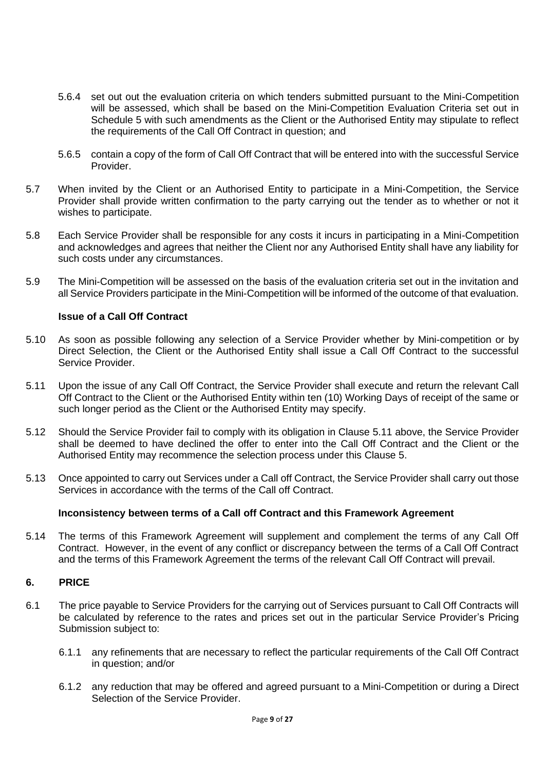5.6.4 set out out the evaluation criteria on which tenders submitted pursuant to the Mini-Competition will be assessed, which shall be based on the Mini-Competition Evaluation Criteria set out in Schedule 5 with such amendments as the Client or the Authorised Entity may stipulate to reflect the requirements of the Call Off Contract in question; and

5.6.5 contain a copy of the form of Call Off Contract that will be entered into with the successful Service Provider.

5.7 When invited by the Client or an Authorised Entity to participate in a Mini-Competition, the Service Provider shall provide written confirmation to the party carrying out the tender as to whether or not it wishes to participate.

5.8 Each Service Provider shall be responsible for any costs it incurs in participating in a Mini-Competition and acknowledges and agrees that neither the Client nor any Authorised Entity shall have any liability for such costs under any circumstances.

5.9 The Mini-Competition will be assessed on the basis of the evaluation criteria set out in the invitation and all Service Providers participate in the Mini-Competition will be informed of the outcome of that evaluation.

**Issue of a Call Off Contract**

5.10 As soon as possible following any selection of a Service Provider whether by Mini-competition or by Direct Selection, the Client or the Authorised Entity shall issue a Call Off Contract to the successful Service Provider.

5.11 Upon the issue of any Call Off Contract, the Service Provider shall execute and return the relevant Call Off Contract to the Client or the Authorised Entity within ten (10) Working Days of receipt of the same or such longer period as the Client or the Authorised Entity may specify.

5.12 Should the Service Provider fail to comply with its obligation in Clause 5.11 above, the Service Provider shall be deemed to have declined the offer to enter into the Call Off Contract and the Client or the Authorised Entity may recommence the selection process under this Clause 5.

5.13 Once appointed to carry out Services under a Call off Contract, the Service Provider shall carry out those Services in accordance with the terms of the Call off Contract.

**Inconsistency between terms of a Call off Contract and this Framework Agreement**

5.14 The terms of this Framework Agreement will supplement and complement the terms of any Call Off Contract. However, in the event of any conflict or discrepancy between the terms of a Call Off Contract and the terms of this Framework Agreement the terms of the relevant Call Off Contract will prevail.

## 6. PRICE

6.1 The price payable to Service Providers for the carrying out of Services pursuant to Call Off Contracts will be calculated by reference to the rates and prices set out in the particular Service Provider's Pricing Submission subject to:

6.1.1 any refinements that are necessary to reflect the particular requirements of the Call Off Contract in question; and/or

6.1.2 any reduction that may be offered and agreed pursuant to a Mini-Competition or during a Direct Selection of the Service Provider.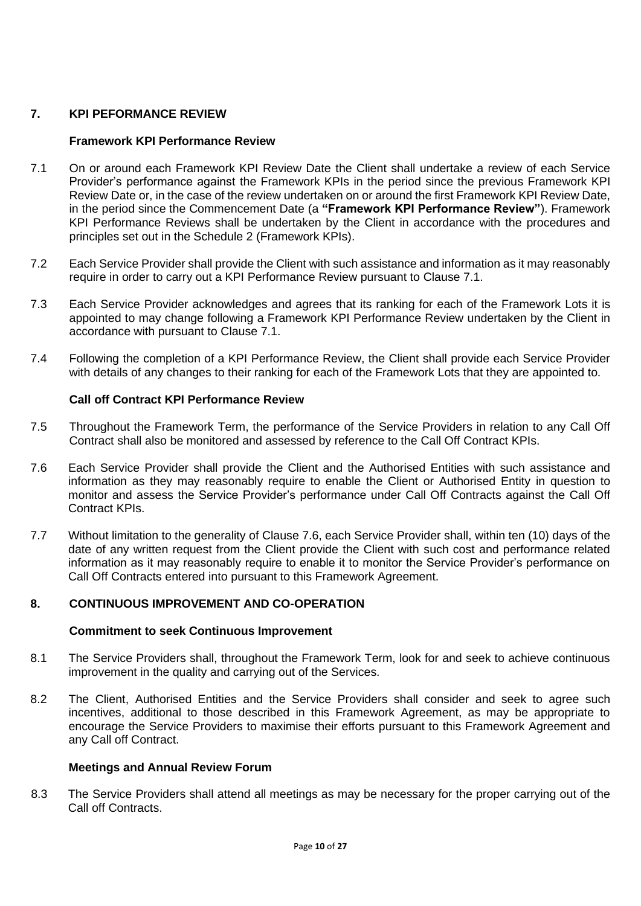## 7. KPI PEFORMANCE REVIEW

### Framework KPI Performance Review

7.1 On or around each Framework KPI Review Date the Client shall undertake a review of each Service Provider's performance against the Framework KPIs in the period since the previous Framework KPI Review Date or, in the case of the review undertaken on or around the first Framework KPI Review Date, in the period since the Commencement Date (a **"Framework KPI Performance Review"**). Framework KPI Performance Reviews shall be undertaken by the Client in accordance with the procedures and principles set out in the Schedule 2 (Framework KPIs).

7.2 Each Service Provider shall provide the Client with such assistance and information as it may reasonably require in order to carry out a KPI Performance Review pursuant to Clause 7.1.

7.3 Each Service Provider acknowledges and agrees that its ranking for each of the Framework Lots it is appointed to may change following a Framework KPI Performance Review undertaken by the Client in accordance with pursuant to Clause 7.1.

7.4 Following the completion of a KPI Performance Review, the Client shall provide each Service Provider with details of any changes to their ranking for each of the Framework Lots that they are appointed to.

### Call off Contract KPI Performance Review

7.5 Throughout the Framework Term, the performance of the Service Providers in relation to any Call Off Contract shall also be monitored and assessed by reference to the Call Off Contract KPIs.

7.6 Each Service Provider shall provide the Client and the Authorised Entities with such assistance and information as they may reasonably require to enable the Client or Authorised Entity in question to monitor and assess the Service Provider's performance under Call Off Contracts against the Call Off Contract KPIs.

7.7 Without limitation to the generality of Clause 7.6, each Service Provider shall, within ten (10) days of the date of any written request from the Client provide the Client with such cost and performance related information as it may reasonably require to enable it to monitor the Service Provider's performance on Call Off Contracts entered into pursuant to this Framework Agreement.

## 8. CONTINUOUS IMPROVEMENT AND CO-OPERATION

### Commitment to seek Continuous Improvement

8.1 The Service Providers shall, throughout the Framework Term, look for and seek to achieve continuous improvement in the quality and carrying out of the Services.

8.2 The Client, Authorised Entities and the Service Providers shall consider and seek to agree such incentives, additional to those described in this Framework Agreement, as may be appropriate to encourage the Service Providers to maximise their efforts pursuant to this Framework Agreement and any Call off Contract.

### Meetings and Annual Review Forum

8.3 The Service Providers shall attend all meetings as may be necessary for the proper carrying out of the Call off Contracts.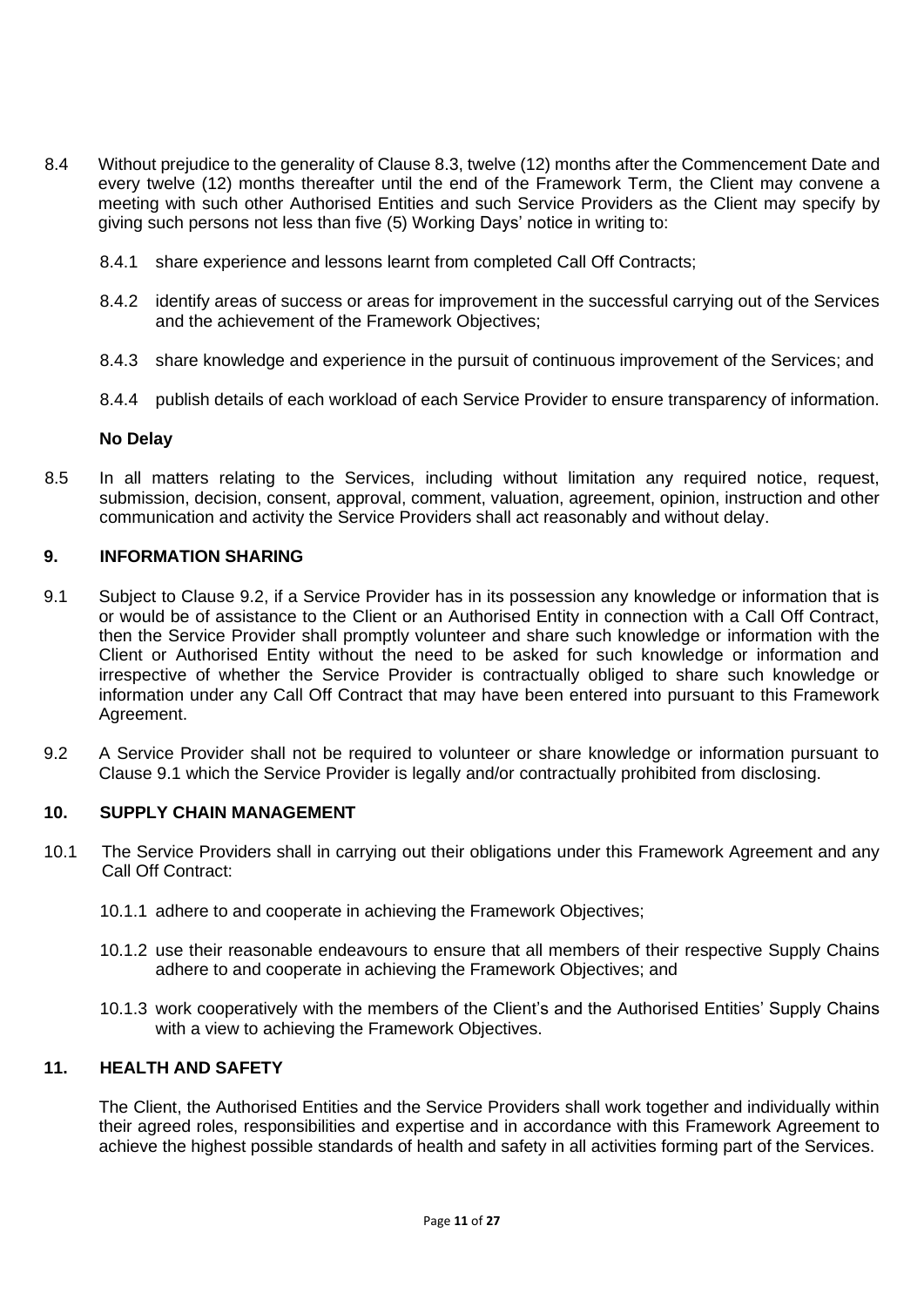8.4 Without prejudice to the generality of Clause 8.3, twelve (12) months after the Commencement Date and every twelve (12) months thereafter until the end of the Framework Term, the Client may convene a meeting with such other Authorised Entities and such Service Providers as the Client may specify by giving such persons not less than five (5) Working Days' notice in writing to:

8.4.1 share experience and lessons learnt from completed Call Off Contracts;

8.4.2 identify areas of success or areas for improvement in the successful carrying out of the Services and the achievement of the Framework Objectives;

8.4.3 share knowledge and experience in the pursuit of continuous improvement of the Services; and

8.4.4 publish details of each workload of each Service Provider to ensure transparency of information.

**No Delay**

8.5 In all matters relating to the Services, including without limitation any required notice, request, submission, decision, consent, approval, comment, valuation, agreement, opinion, instruction and other communication and activity the Service Providers shall act reasonably and without delay.

## 9. INFORMATION SHARING

9.1 Subject to Clause 9.2, if a Service Provider has in its possession any knowledge or information that is or would be of assistance to the Client or an Authorised Entity in connection with a Call Off Contract, then the Service Provider shall promptly volunteer and share such knowledge or information with the Client or Authorised Entity without the need to be asked for such knowledge or information and irrespective of whether the Service Provider is contractually obliged to share such knowledge or information under any Call Off Contract that may have been entered into pursuant to this Framework Agreement.

9.2 A Service Provider shall not be required to volunteer or share knowledge or information pursuant to Clause 9.1 which the Service Provider is legally and/or contractually prohibited from disclosing.

## 10. SUPPLY CHAIN MANAGEMENT

10.1 The Service Providers shall in carrying out their obligations under this Framework Agreement and any Call Off Contract:

10.1.1 adhere to and cooperate in achieving the Framework Objectives;

10.1.2 use their reasonable endeavours to ensure that all members of their respective Supply Chains adhere to and cooperate in achieving the Framework Objectives; and

10.1.3 work cooperatively with the members of the Client's and the Authorised Entities' Supply Chains with a view to achieving the Framework Objectives.

## 11. HEALTH AND SAFETY

The Client, the Authorised Entities and the Service Providers shall work together and individually within their agreed roles, responsibilities and expertise and in accordance with this Framework Agreement to achieve the highest possible standards of health and safety in all activities forming part of the Services.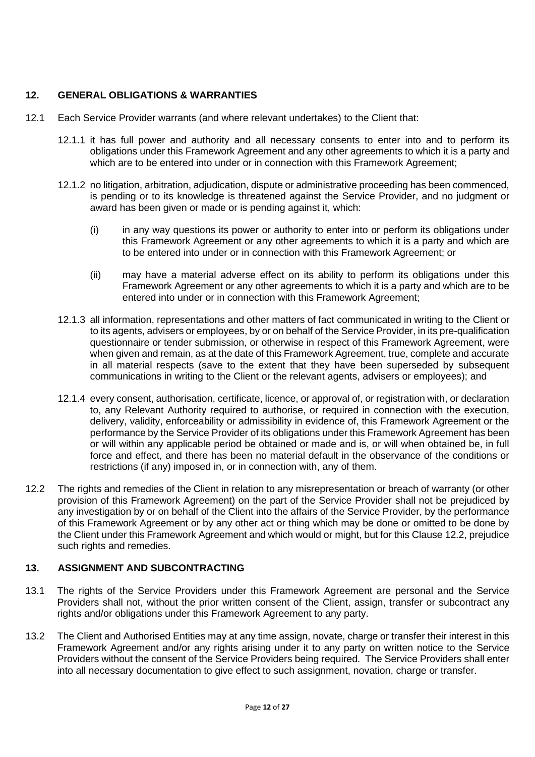## 12. GENERAL OBLIGATIONS & WARRANTIES

12.1 Each Service Provider warrants (and where relevant undertakes) to the Client that:

12.1.1 it has full power and authority and all necessary consents to enter into and to perform its obligations under this Framework Agreement and any other agreements to which it is a party and which are to be entered into under or in connection with this Framework Agreement;

12.1.2 no litigation, arbitration, adjudication, dispute or administrative proceeding has been commenced, is pending or to its knowledge is threatened against the Service Provider, and no judgment or award has been given or made or is pending against it, which:

(i) in any way questions its power or authority to enter into or perform its obligations under this Framework Agreement or any other agreements to which it is a party and which are to be entered into under or in connection with this Framework Agreement; or

(ii) may have a material adverse effect on its ability to perform its obligations under this Framework Agreement or any other agreements to which it is a party and which are to be entered into under or in connection with this Framework Agreement;

12.1.3 all information, representations and other matters of fact communicated in writing to the Client or to its agents, advisers or employees, by or on behalf of the Service Provider, in its pre-qualification questionnaire or tender submission, or otherwise in respect of this Framework Agreement, were when given and remain, as at the date of this Framework Agreement, true, complete and accurate in all material respects (save to the extent that they have been superseded by subsequent communications in writing to the Client or the relevant agents, advisers or employees); and

12.1.4 every consent, authorisation, certificate, licence, or approval of, or registration with, or declaration to, any Relevant Authority required to authorise, or required in connection with the execution, delivery, validity, enforceability or admissibility in evidence of, this Framework Agreement or the performance by the Service Provider of its obligations under this Framework Agreement has been or will within any applicable period be obtained or made and is, or will when obtained be, in full force and effect, and there has been no material default in the observance of the conditions or restrictions (if any) imposed in, or in connection with, any of them.

12.2 The rights and remedies of the Client in relation to any misrepresentation or breach of warranty (or other provision of this Framework Agreement) on the part of the Service Provider shall not be prejudiced by any investigation by or on behalf of the Client into the affairs of the Service Provider, by the performance of this Framework Agreement or by any other act or thing which may be done or omitted to be done by the Client under this Framework Agreement and which would or might, but for this Clause 12.2, prejudice such rights and remedies.

## 13. ASSIGNMENT AND SUBCONTRACTING

13.1 The rights of the Service Providers under this Framework Agreement are personal and the Service Providers shall not, without the prior written consent of the Client, assign, transfer or subcontract any rights and/or obligations under this Framework Agreement to any party.

13.2 The Client and Authorised Entities may at any time assign, novate, charge or transfer their interest in this Framework Agreement and/or any rights arising under it to any party on written notice to the Service Providers without the consent of the Service Providers being required. The Service Providers shall enter into all necessary documentation to give effect to such assignment, novation, charge or transfer.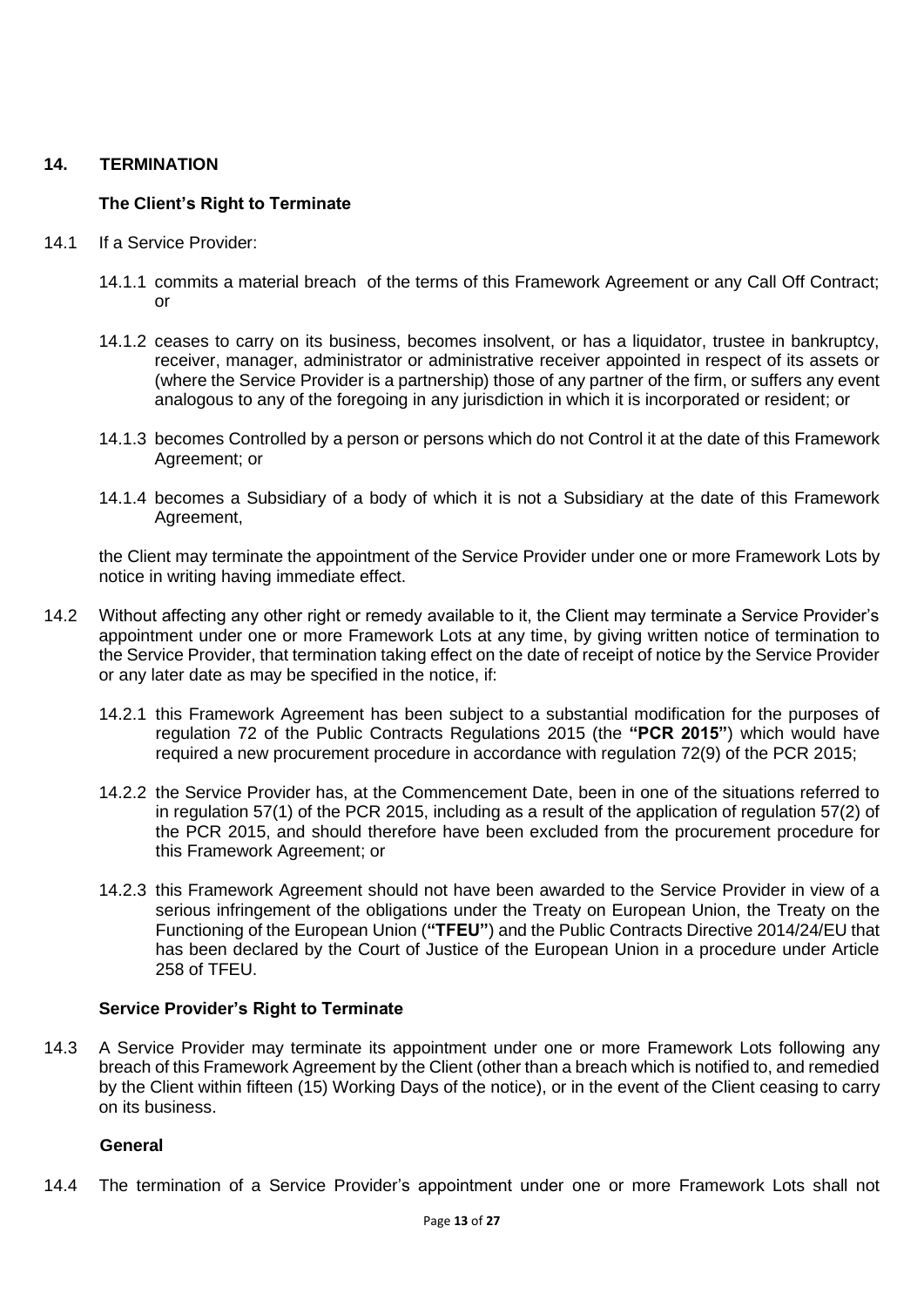## 14. TERMINATION

### The Client's Right to Terminate

14.1 If a Service Provider:

14.1.1 commits a material breach of the terms of this Framework Agreement or any Call Off Contract; or

14.1.2 ceases to carry on its business, becomes insolvent, or has a liquidator, trustee in bankruptcy, receiver, manager, administrator or administrative receiver appointed in respect of its assets or (where the Service Provider is a partnership) those of any partner of the firm, or suffers any event analogous to any of the foregoing in any jurisdiction in which it is incorporated or resident; or

14.1.3 becomes Controlled by a person or persons which do not Control it at the date of this Framework Agreement; or

14.1.4 becomes a Subsidiary of a body of which it is not a Subsidiary at the date of this Framework Agreement,

the Client may terminate the appointment of the Service Provider under one or more Framework Lots by notice in writing having immediate effect.

14.2 Without affecting any other right or remedy available to it, the Client may terminate a Service Provider's appointment under one or more Framework Lots at any time, by giving written notice of termination to the Service Provider, that termination taking effect on the date of receipt of notice by the Service Provider or any later date as may be specified in the notice, if:

14.2.1 this Framework Agreement has been subject to a substantial modification for the purposes of regulation 72 of the Public Contracts Regulations 2015 (the **"PCR 2015"**) which would have required a new procurement procedure in accordance with regulation 72(9) of the PCR 2015;

14.2.2 the Service Provider has, at the Commencement Date, been in one of the situations referred to in regulation 57(1) of the PCR 2015, including as a result of the application of regulation 57(2) of the PCR 2015, and should therefore have been excluded from the procurement procedure for this Framework Agreement; or

14.2.3 this Framework Agreement should not have been awarded to the Service Provider in view of a serious infringement of the obligations under the Treaty on European Union, the Treaty on the Functioning of the European Union (**"TFEU"**) and the Public Contracts Directive 2014/24/EU that has been declared by the Court of Justice of the European Union in a procedure under Article 258 of TFEU.

### Service Provider's Right to Terminate

14.3 A Service Provider may terminate its appointment under one or more Framework Lots following any breach of this Framework Agreement by the Client (other than a breach which is notified to, and remedied by the Client within fifteen (15) Working Days of the notice), or in the event of the Client ceasing to carry on its business.

### General

14.4 The termination of a Service Provider's appointment under one or more Framework Lots shall not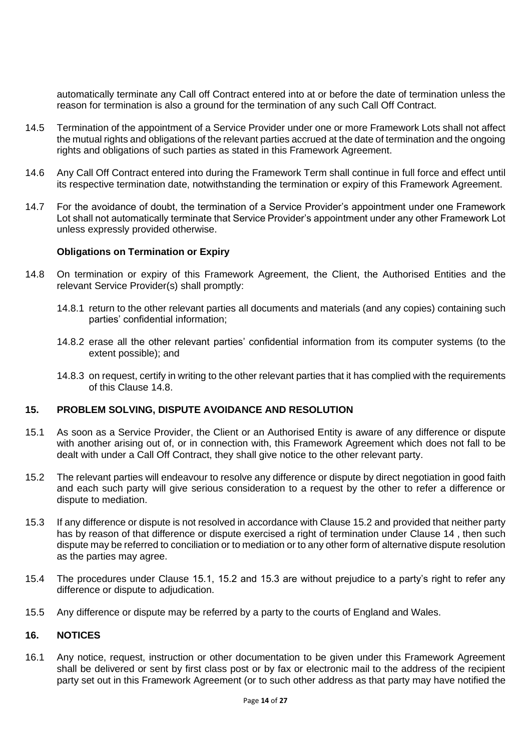automatically terminate any Call off Contract entered into at or before the date of termination unless the reason for termination is also a ground for the termination of any such Call Off Contract.

14.5 Termination of the appointment of a Service Provider under one or more Framework Lots shall not affect the mutual rights and obligations of the relevant parties accrued at the date of termination and the ongoing rights and obligations of such parties as stated in this Framework Agreement.

14.6 Any Call Off Contract entered into during the Framework Term shall continue in full force and effect until its respective termination date, notwithstanding the termination or expiry of this Framework Agreement.

14.7 For the avoidance of doubt, the termination of a Service Provider's appointment under one Framework Lot shall not automatically terminate that Service Provider's appointment under any other Framework Lot unless expressly provided otherwise.

**Obligations on Termination or Expiry**

14.8 On termination or expiry of this Framework Agreement, the Client, the Authorised Entities and the relevant Service Provider(s) shall promptly:

14.8.1 return to the other relevant parties all documents and materials (and any copies) containing such parties' confidential information;

14.8.2 erase all the other relevant parties' confidential information from its computer systems (to the extent possible); and

14.8.3 on request, certify in writing to the other relevant parties that it has complied with the requirements of this Clause 14.8.

## 15. PROBLEM SOLVING, DISPUTE AVOIDANCE AND RESOLUTION

15.1 As soon as a Service Provider, the Client or an Authorised Entity is aware of any difference or dispute with another arising out of, or in connection with, this Framework Agreement which does not fall to be dealt with under a Call Off Contract, they shall give notice to the other relevant party.

15.2 The relevant parties will endeavour to resolve any difference or dispute by direct negotiation in good faith and each such party will give serious consideration to a request by the other to refer a difference or dispute to mediation.

15.3 If any difference or dispute is not resolved in accordance with Clause 15.2 and provided that neither party has by reason of that difference or dispute exercised a right of termination under Clause 14 , then such dispute may be referred to conciliation or to mediation or to any other form of alternative dispute resolution as the parties may agree.

15.4 The procedures under Clause 15.1, 15.2 and 15.3 are without prejudice to a party's right to refer any difference or dispute to adjudication.

15.5 Any difference or dispute may be referred by a party to the courts of England and Wales.

## 16. NOTICES

16.1 Any notice, request, instruction or other documentation to be given under this Framework Agreement shall be delivered or sent by first class post or by fax or electronic mail to the address of the recipient party set out in this Framework Agreement (or to such other address as that party may have notified the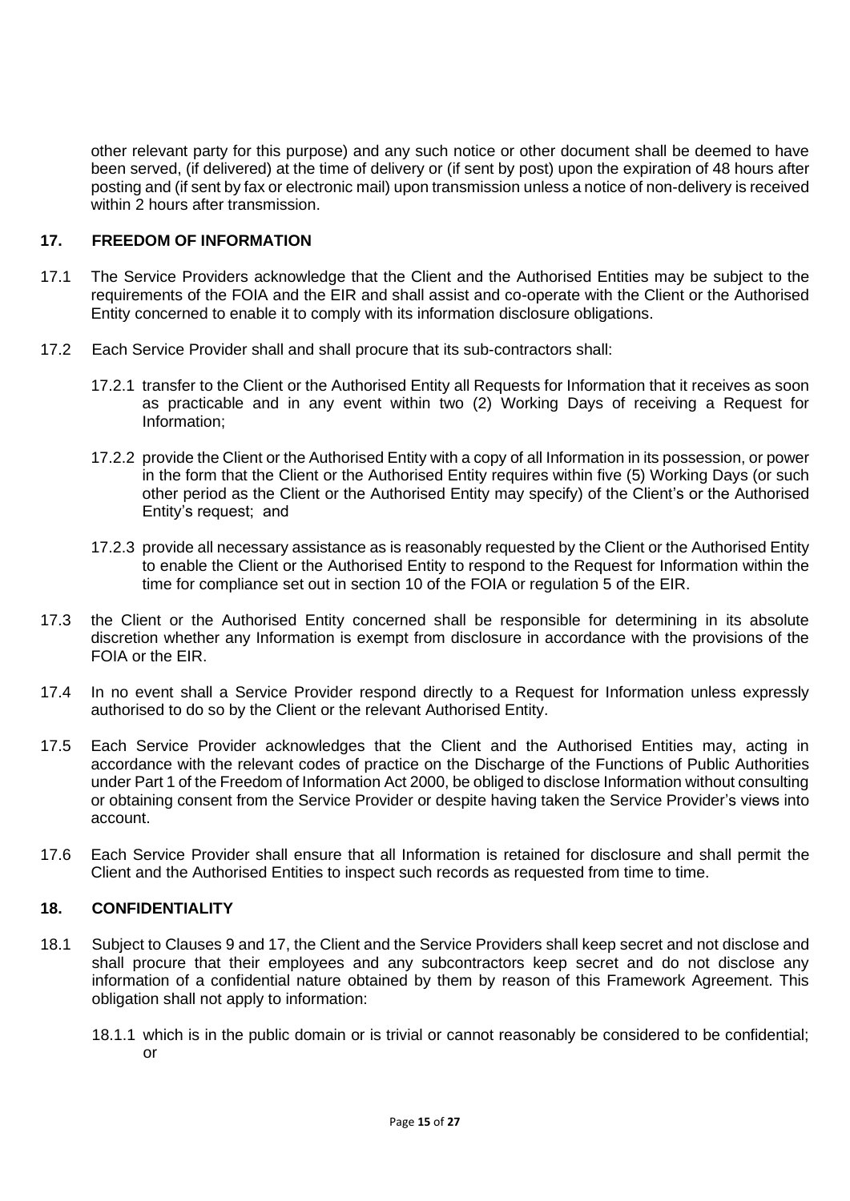other relevant party for this purpose) and any such notice or other document shall be deemed to have been served, (if delivered) at the time of delivery or (if sent by post) upon the expiration of 48 hours after posting and (if sent by fax or electronic mail) upon transmission unless a notice of non-delivery is received within 2 hours after transmission.

## 17. FREEDOM OF INFORMATION

17.1 The Service Providers acknowledge that the Client and the Authorised Entities may be subject to the requirements of the FOIA and the EIR and shall assist and co-operate with the Client or the Authorised Entity concerned to enable it to comply with its information disclosure obligations.

17.2 Each Service Provider shall and shall procure that its sub-contractors shall:

17.2.1 transfer to the Client or the Authorised Entity all Requests for Information that it receives as soon as practicable and in any event within two (2) Working Days of receiving a Request for Information;

17.2.2 provide the Client or the Authorised Entity with a copy of all Information in its possession, or power in the form that the Client or the Authorised Entity requires within five (5) Working Days (or such other period as the Client or the Authorised Entity may specify) of the Client's or the Authorised Entity's request; and

17.2.3 provide all necessary assistance as is reasonably requested by the Client or the Authorised Entity to enable the Client or the Authorised Entity to respond to the Request for Information within the time for compliance set out in section 10 of the FOIA or regulation 5 of the EIR.

17.3 the Client or the Authorised Entity concerned shall be responsible for determining in its absolute discretion whether any Information is exempt from disclosure in accordance with the provisions of the FOIA or the EIR.

17.4 In no event shall a Service Provider respond directly to a Request for Information unless expressly authorised to do so by the Client or the relevant Authorised Entity.

17.5 Each Service Provider acknowledges that the Client and the Authorised Entities may, acting in accordance with the relevant codes of practice on the Discharge of the Functions of Public Authorities under Part 1 of the Freedom of Information Act 2000, be obliged to disclose Information without consulting or obtaining consent from the Service Provider or despite having taken the Service Provider's views into account.

17.6 Each Service Provider shall ensure that all Information is retained for disclosure and shall permit the Client and the Authorised Entities to inspect such records as requested from time to time.

## 18. CONFIDENTIALITY

18.1 Subject to Clauses 9 and 17, the Client and the Service Providers shall keep secret and not disclose and shall procure that their employees and any subcontractors keep secret and do not disclose any information of a confidential nature obtained by them by reason of this Framework Agreement. This obligation shall not apply to information:

18.1.1 which is in the public domain or is trivial or cannot reasonably be considered to be confidential; or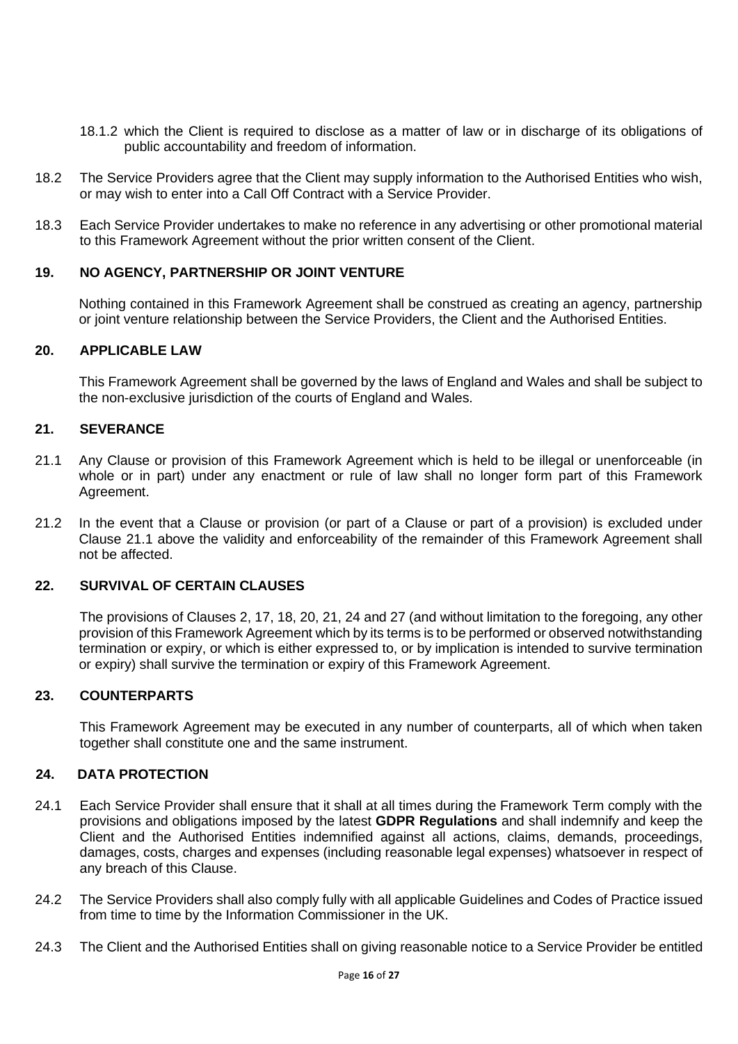18.1.2 which the Client is required to disclose as a matter of law or in discharge of its obligations of public accountability and freedom of information.

18.2 The Service Providers agree that the Client may supply information to the Authorised Entities who wish, or may wish to enter into a Call Off Contract with a Service Provider.

18.3 Each Service Provider undertakes to make no reference in any advertising or other promotional material to this Framework Agreement without the prior written consent of the Client.

## 19. NO AGENCY, PARTNERSHIP OR JOINT VENTURE

Nothing contained in this Framework Agreement shall be construed as creating an agency, partnership or joint venture relationship between the Service Providers, the Client and the Authorised Entities.

## 20. APPLICABLE LAW

This Framework Agreement shall be governed by the laws of England and Wales and shall be subject to the non-exclusive jurisdiction of the courts of England and Wales.

## 21. SEVERANCE

21.1 Any Clause or provision of this Framework Agreement which is held to be illegal or unenforceable (in whole or in part) under any enactment or rule of law shall no longer form part of this Framework Agreement.

21.2 In the event that a Clause or provision (or part of a Clause or part of a provision) is excluded under Clause 21.1 above the validity and enforceability of the remainder of this Framework Agreement shall not be affected.

## 22. SURVIVAL OF CERTAIN CLAUSES

The provisions of Clauses 2, 17, 18, 20, 21, 24 and 27 (and without limitation to the foregoing, any other provision of this Framework Agreement which by its terms is to be performed or observed notwithstanding termination or expiry, or which is either expressed to, or by implication is intended to survive termination or expiry) shall survive the termination or expiry of this Framework Agreement.

## 23. COUNTERPARTS

This Framework Agreement may be executed in any number of counterparts, all of which when taken together shall constitute one and the same instrument.

## 24. DATA PROTECTION

24.1 Each Service Provider shall ensure that it shall at all times during the Framework Term comply with the provisions and obligations imposed by the latest **GDPR Regulations** and shall indemnify and keep the Client and the Authorised Entities indemnified against all actions, claims, demands, proceedings, damages, costs, charges and expenses (including reasonable legal expenses) whatsoever in respect of any breach of this Clause.

24.2 The Service Providers shall also comply fully with all applicable Guidelines and Codes of Practice issued from time to time by the Information Commissioner in the UK.

24.3 The Client and the Authorised Entities shall on giving reasonable notice to a Service Provider be entitled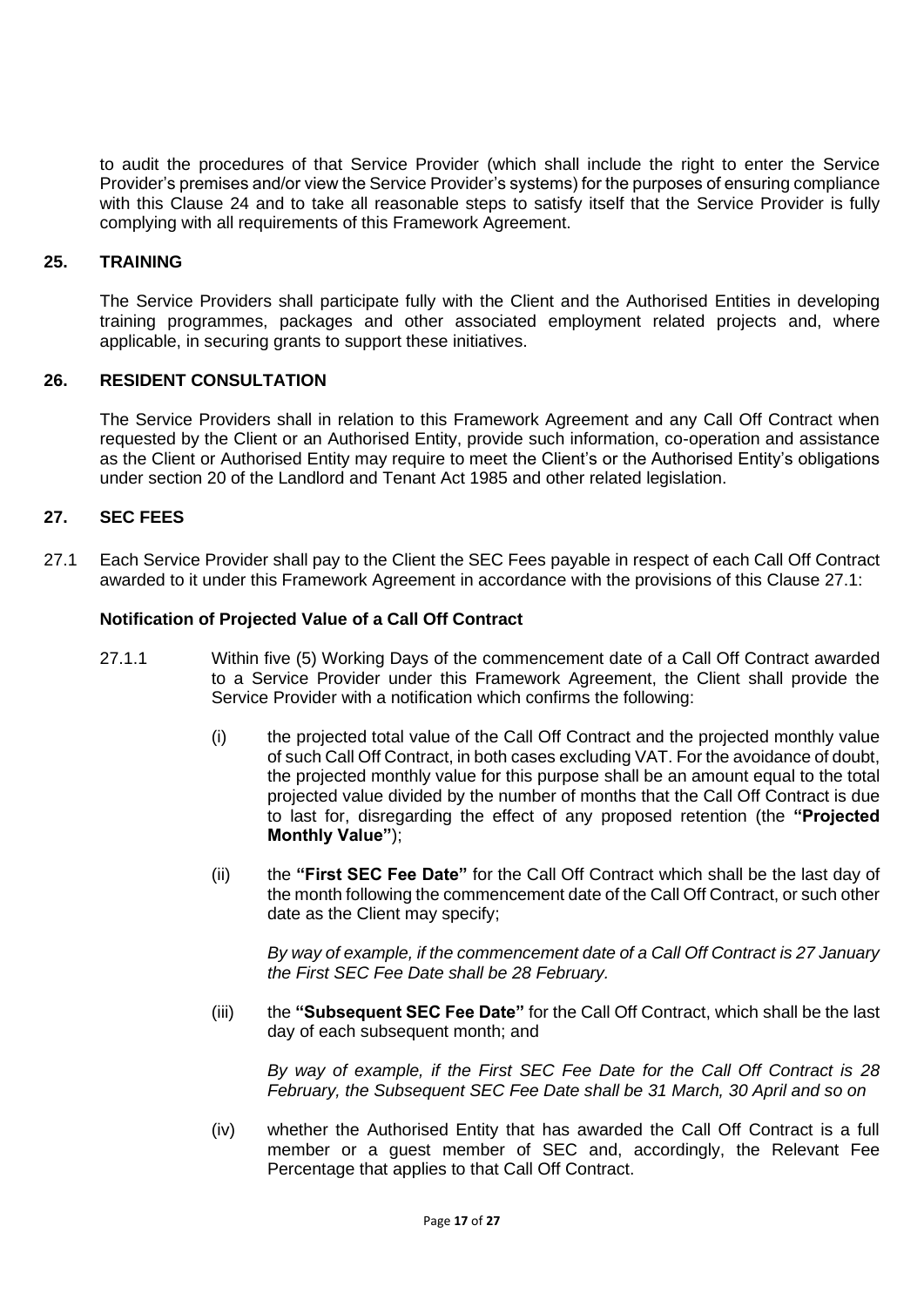to audit the procedures of that Service Provider (which shall include the right to enter the Service Provider's premises and/or view the Service Provider's systems) for the purposes of ensuring compliance with this Clause 24 and to take all reasonable steps to satisfy itself that the Service Provider is fully complying with all requirements of this Framework Agreement.

## 25. TRAINING

The Service Providers shall participate fully with the Client and the Authorised Entities in developing training programmes, packages and other associated employment related projects and, where applicable, in securing grants to support these initiatives.

## 26. RESIDENT CONSULTATION

The Service Providers shall in relation to this Framework Agreement and any Call Off Contract when requested by the Client or an Authorised Entity, provide such information, co-operation and assistance as the Client or Authorised Entity may require to meet the Client's or the Authorised Entity's obligations under section 20 of the Landlord and Tenant Act 1985 and other related legislation.

## 27. SEC FEES

27.1 Each Service Provider shall pay to the Client the SEC Fees payable in respect of each Call Off Contract awarded to it under this Framework Agreement in accordance with the provisions of this Clause 27.1:

**Notification of Projected Value of a Call Off Contract**

27.1.1 Within five (5) Working Days of the commencement date of a Call Off Contract awarded to a Service Provider under this Framework Agreement, the Client shall provide the Service Provider with a notification which confirms the following:

(i) the projected total value of the Call Off Contract and the projected monthly value of such Call Off Contract, in both cases excluding VAT. For the avoidance of doubt, the projected monthly value for this purpose shall be an amount equal to the total projected value divided by the number of months that the Call Off Contract is due to last for, disregarding the effect of any proposed retention (the **"Projected Monthly Value"**);

(ii) the **"First SEC Fee Date"** for the Call Off Contract which shall be the last day of the month following the commencement date of the Call Off Contract, or such other date as the Client may specify;

*By way of example, if the commencement date of a Call Off Contract is 27 January the First SEC Fee Date shall be 28 February.*

(iii) the **"Subsequent SEC Fee Date"** for the Call Off Contract, which shall be the last day of each subsequent month; and

*By way of example, if the First SEC Fee Date for the Call Off Contract is 28 February, the Subsequent SEC Fee Date shall be 31 March, 30 April and so on*

(iv) whether the Authorised Entity that has awarded the Call Off Contract is a full member or a guest member of SEC and, accordingly, the Relevant Fee Percentage that applies to that Call Off Contract.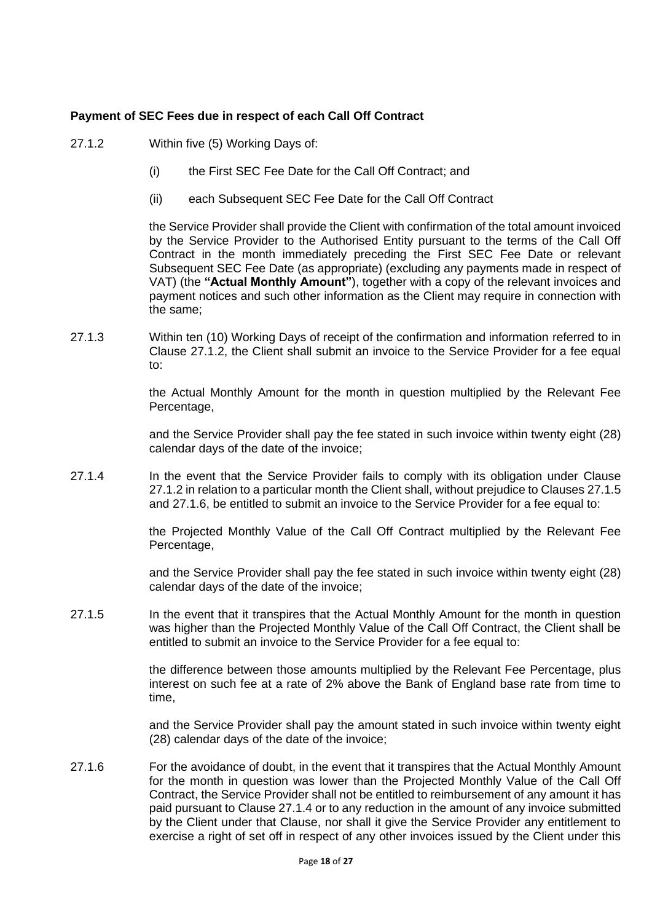**Payment of SEC Fees due in respect of each Call Off Contract**

27.1.2 Within five (5) Working Days of:

(i) the First SEC Fee Date for the Call Off Contract; and

(ii) each Subsequent SEC Fee Date for the Call Off Contract

the Service Provider shall provide the Client with confirmation of the total amount invoiced by the Service Provider to the Authorised Entity pursuant to the terms of the Call Off Contract in the month immediately preceding the First SEC Fee Date or relevant Subsequent SEC Fee Date (as appropriate) (excluding any payments made in respect of VAT) (the **"Actual Monthly Amount"**), together with a copy of the relevant invoices and payment notices and such other information as the Client may require in connection with the same;

27.1.3 Within ten (10) Working Days of receipt of the confirmation and information referred to in Clause 27.1.2, the Client shall submit an invoice to the Service Provider for a fee equal to:

the Actual Monthly Amount for the month in question multiplied by the Relevant Fee Percentage,

and the Service Provider shall pay the fee stated in such invoice within twenty eight (28) calendar days of the date of the invoice;

27.1.4 In the event that the Service Provider fails to comply with its obligation under Clause 27.1.2 in relation to a particular month the Client shall, without prejudice to Clauses 27.1.5 and 27.1.6, be entitled to submit an invoice to the Service Provider for a fee equal to:

the Projected Monthly Value of the Call Off Contract multiplied by the Relevant Fee Percentage,

and the Service Provider shall pay the fee stated in such invoice within twenty eight (28) calendar days of the date of the invoice;

27.1.5 In the event that it transpires that the Actual Monthly Amount for the month in question was higher than the Projected Monthly Value of the Call Off Contract, the Client shall be entitled to submit an invoice to the Service Provider for a fee equal to:

the difference between those amounts multiplied by the Relevant Fee Percentage, plus interest on such fee at a rate of 2% above the Bank of England base rate from time to time,

and the Service Provider shall pay the amount stated in such invoice within twenty eight (28) calendar days of the date of the invoice;

27.1.6 For the avoidance of doubt, in the event that it transpires that the Actual Monthly Amount for the month in question was lower than the Projected Monthly Value of the Call Off Contract, the Service Provider shall not be entitled to reimbursement of any amount it has paid pursuant to Clause 27.1.4 or to any reduction in the amount of any invoice submitted by the Client under that Clause, nor shall it give the Service Provider any entitlement to exercise a right of set off in respect of any other invoices issued by the Client under this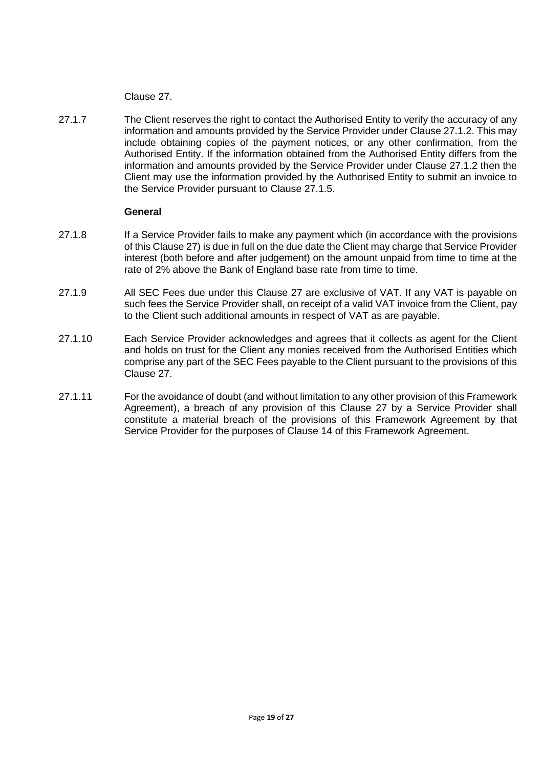Clause 27.

27.1.7 The Client reserves the right to contact the Authorised Entity to verify the accuracy of any information and amounts provided by the Service Provider under Clause 27.1.2. This may include obtaining copies of the payment notices, or any other confirmation, from the Authorised Entity. If the information obtained from the Authorised Entity differs from the information and amounts provided by the Service Provider under Clause 27.1.2 then the Client may use the information provided by the Authorised Entity to submit an invoice to the Service Provider pursuant to Clause 27.1.5.

**General**

27.1.8 If a Service Provider fails to make any payment which (in accordance with the provisions of this Clause 27) is due in full on the due date the Client may charge that Service Provider interest (both before and after judgement) on the amount unpaid from time to time at the rate of 2% above the Bank of England base rate from time to time.

27.1.9 All SEC Fees due under this Clause 27 are exclusive of VAT. If any VAT is payable on such fees the Service Provider shall, on receipt of a valid VAT invoice from the Client, pay to the Client such additional amounts in respect of VAT as are payable.

27.1.10 Each Service Provider acknowledges and agrees that it collects as agent for the Client and holds on trust for the Client any monies received from the Authorised Entities which comprise any part of the SEC Fees payable to the Client pursuant to the provisions of this Clause 27.

27.1.11 For the avoidance of doubt (and without limitation to any other provision of this Framework Agreement), a breach of any provision of this Clause 27 by a Service Provider shall constitute a material breach of the provisions of this Framework Agreement by that Service Provider for the purposes of Clause 14 of this Framework Agreement.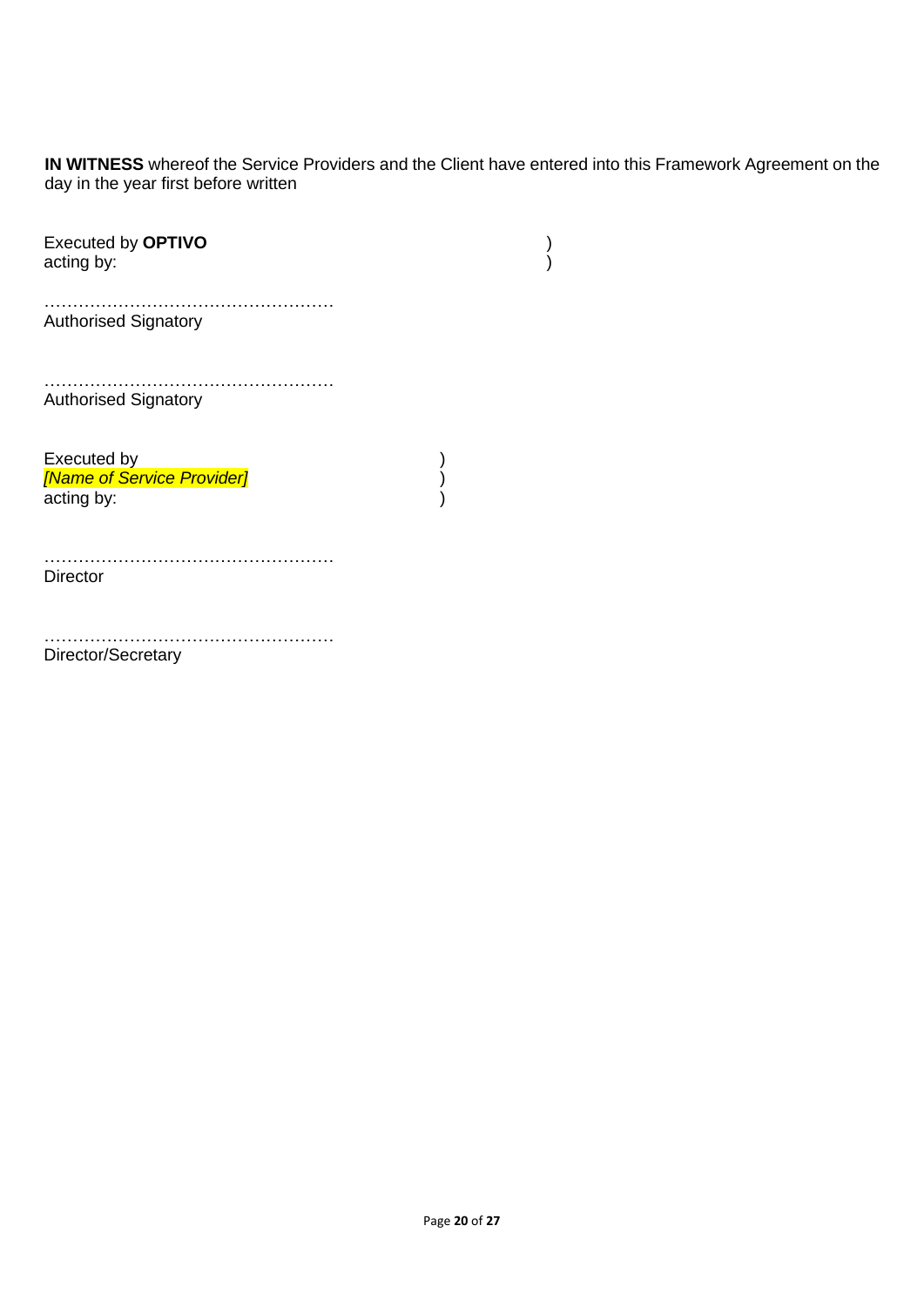**IN WITNESS** whereof the Service Providers and the Client have entered into this Framework Agreement on the day in the year first before written

Executed by **OPTIVO** )
acting by: )

……………………………………………
Authorised Signatory

……………………………………………
Authorised Signatory

Executed by )
*[Name of Service Provider]* )
acting by: )

……………………………………………
Director

……………………………………………
Director/Secretary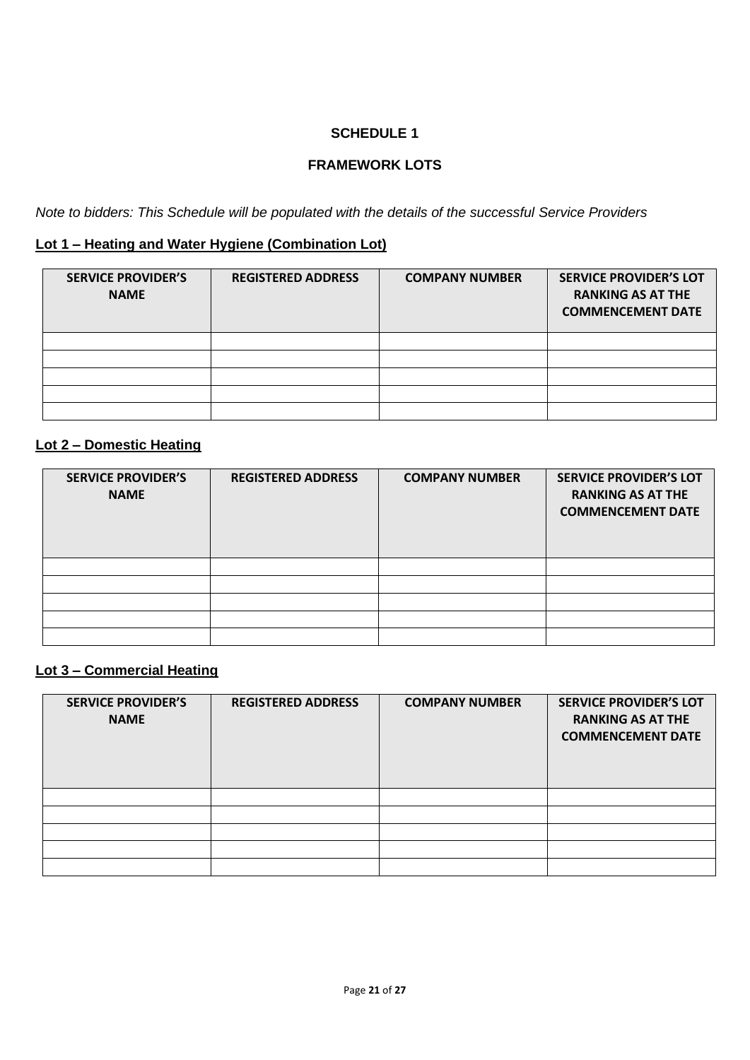# SCHEDULE 1

## FRAMEWORK LOTS

*Note to bidders: This Schedule will be populated with the details of the successful Service Providers*

**Lot 1 – Heating and Water Hygiene (Combination Lot)**

| SERVICE PROVIDER'S NAME | REGISTERED ADDRESS | COMPANY NUMBER | SERVICE PROVIDER'S LOT RANKING AS AT THE COMMENCEMENT DATE |
|---|---|---|---|
| | | | |
| | | | |
| | | | |
| | | | |
| | | | |

**Lot 2 – Domestic Heating**

| SERVICE PROVIDER'S NAME | REGISTERED ADDRESS | COMPANY NUMBER | SERVICE PROVIDER'S LOT RANKING AS AT THE COMMENCEMENT DATE |
|---|---|---|---|
| | | | |
| | | | |
| | | | |
| | | | |
| | | | |

**Lot 3 – Commercial Heating**

| SERVICE PROVIDER'S NAME | REGISTERED ADDRESS | COMPANY NUMBER | SERVICE PROVIDER'S LOT RANKING AS AT THE COMMENCEMENT DATE |
|---|---|---|---|
| | | | |
| | | | |
| | | | |
| | | | |
| | | | |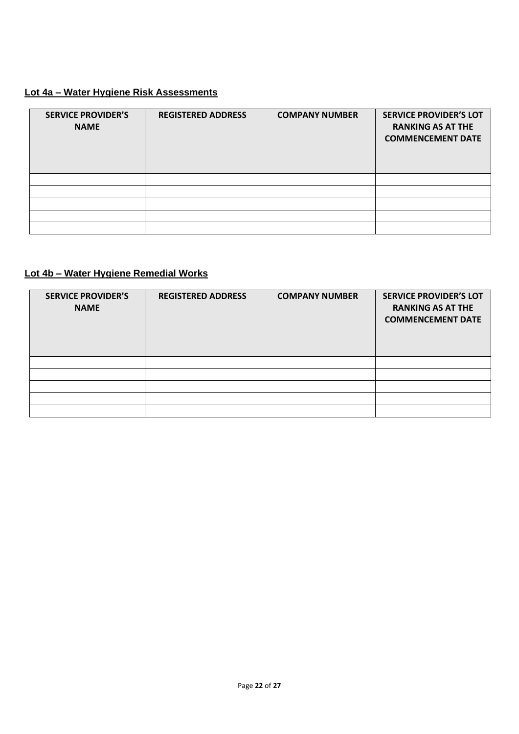**Lot 4a – Water Hygiene Risk Assessments**

| SERVICE PROVIDER'S NAME | REGISTERED ADDRESS | COMPANY NUMBER | SERVICE PROVIDER'S LOT RANKING AS AT THE COMMENCEMENT DATE |
|---|---|---|---|
| | | | |
| | | | |
| | | | |
| | | | |
| | | | |

**Lot 4b – Water Hygiene Remedial Works**

| SERVICE PROVIDER'S NAME | REGISTERED ADDRESS | COMPANY NUMBER | SERVICE PROVIDER'S LOT RANKING AS AT THE COMMENCEMENT DATE |
|---|---|---|---|
| | | | |
| | | | |
| | | | |
| | | | |
| | | | |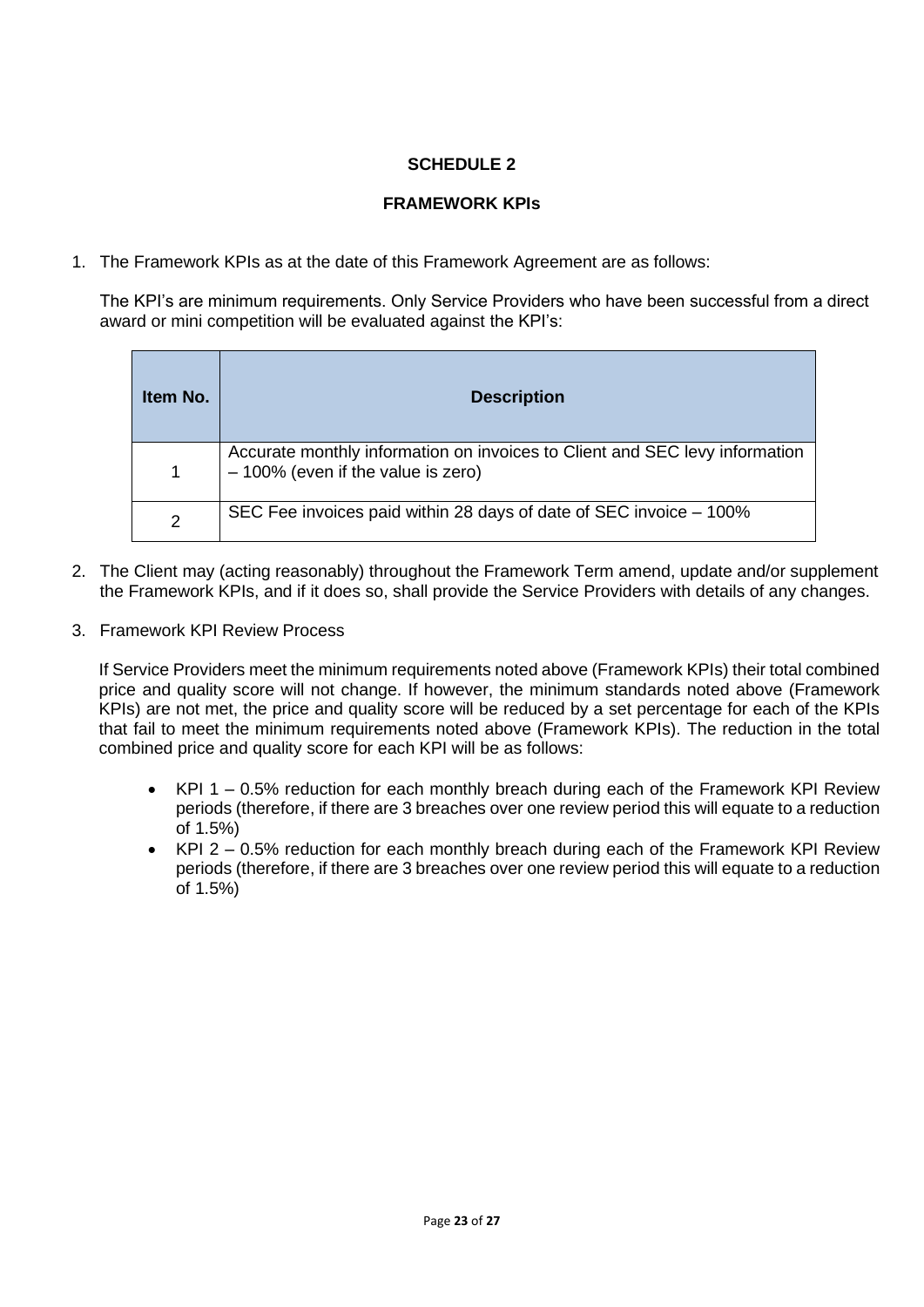# SCHEDULE 2

## FRAMEWORK KPIs

1. The Framework KPIs as at the date of this Framework Agreement are as follows:

   The KPI's are minimum requirements. Only Service Providers who have been successful from a direct award or mini competition will be evaluated against the KPI's:

| Item No. | Description |
|---|---|
| 1 | Accurate monthly information on invoices to Client and SEC levy information – 100% (even if the value is zero) |
| 2 | SEC Fee invoices paid within 28 days of date of SEC invoice – 100% |

2. The Client may (acting reasonably) throughout the Framework Term amend, update and/or supplement the Framework KPIs, and if it does so, shall provide the Service Providers with details of any changes.

3. Framework KPI Review Process

   If Service Providers meet the minimum requirements noted above (Framework KPIs) their total combined price and quality score will not change. If however, the minimum standards noted above (Framework KPIs) are not met, the price and quality score will be reduced by a set percentage for each of the KPIs that fail to meet the minimum requirements noted above (Framework KPIs). The reduction in the total combined price and quality score for each KPI will be as follows:

   - KPI 1 – 0.5% reduction for each monthly breach during each of the Framework KPI Review periods (therefore, if there are 3 breaches over one review period this will equate to a reduction of 1.5%)
   - KPI 2 – 0.5% reduction for each monthly breach during each of the Framework KPI Review periods (therefore, if there are 3 breaches over one review period this will equate to a reduction of 1.5%)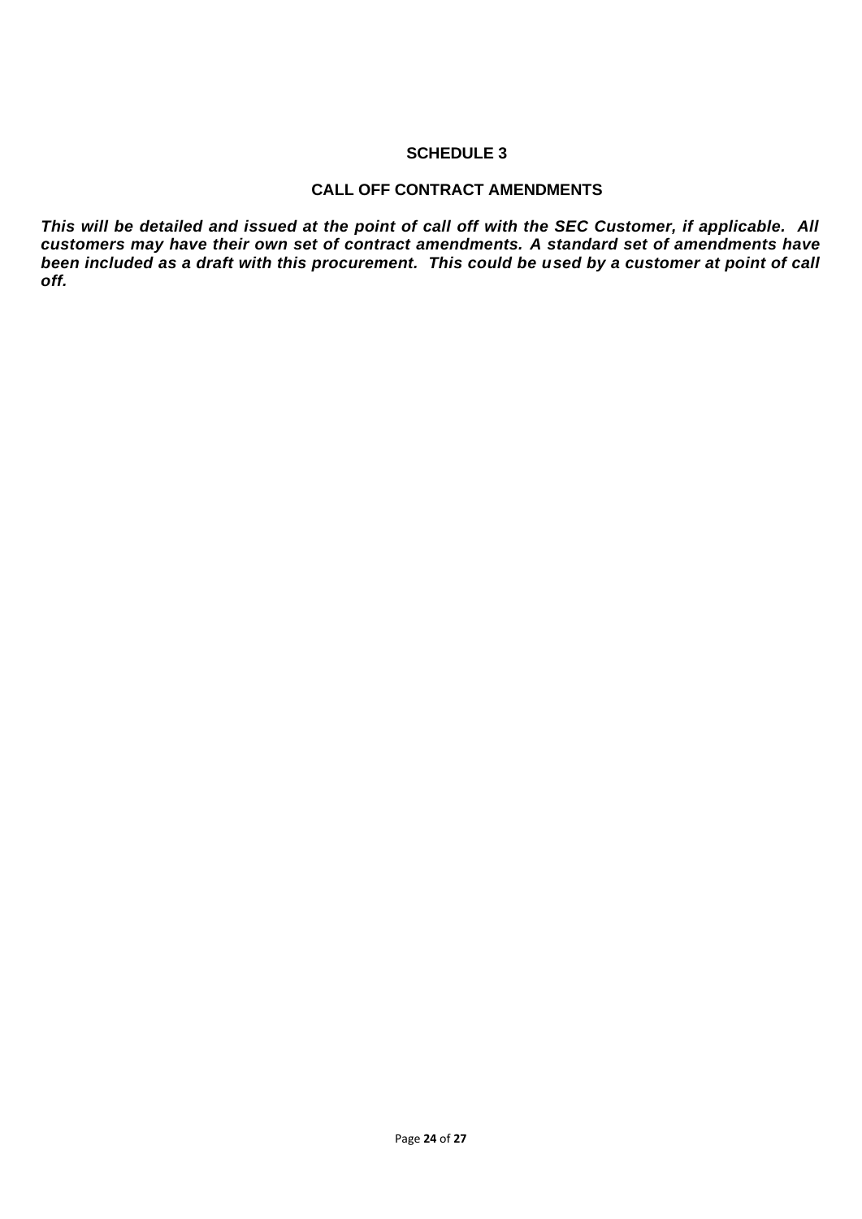# SCHEDULE 3

## CALL OFF CONTRACT AMENDMENTS

***This will be detailed and issued at the point of call off with the SEC Customer, if applicable. All customers may have their own set of contract amendments. A standard set of amendments have been included as a draft with this procurement. This could be used by a customer at point of call off.***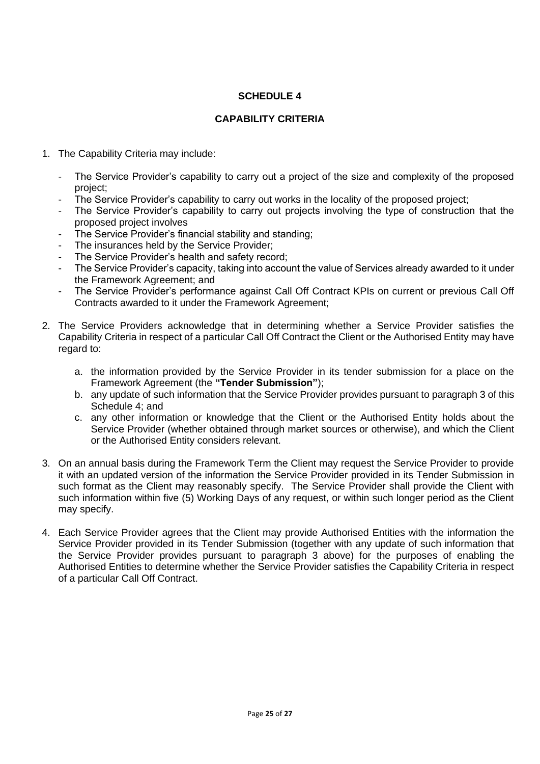# SCHEDULE 4

## CAPABILITY CRITERIA

1. The Capability Criteria may include:

   - The Service Provider's capability to carry out a project of the size and complexity of the proposed project;
   - The Service Provider's capability to carry out works in the locality of the proposed project;
   - The Service Provider's capability to carry out projects involving the type of construction that the proposed project involves
   - The Service Provider's financial stability and standing;
   - The insurances held by the Service Provider;
   - The Service Provider's health and safety record;
   - The Service Provider's capacity, taking into account the value of Services already awarded to it under the Framework Agreement; and
   - The Service Provider's performance against Call Off Contract KPIs on current or previous Call Off Contracts awarded to it under the Framework Agreement;

2. The Service Providers acknowledge that in determining whether a Service Provider satisfies the Capability Criteria in respect of a particular Call Off Contract the Client or the Authorised Entity may have regard to:

   a. the information provided by the Service Provider in its tender submission for a place on the Framework Agreement (the **"Tender Submission"**);
   b. any update of such information that the Service Provider provides pursuant to paragraph 3 of this Schedule 4; and
   c. any other information or knowledge that the Client or the Authorised Entity holds about the Service Provider (whether obtained through market sources or otherwise), and which the Client or the Authorised Entity considers relevant.

3. On an annual basis during the Framework Term the Client may request the Service Provider to provide it with an updated version of the information the Service Provider provided in its Tender Submission in such format as the Client may reasonably specify. The Service Provider shall provide the Client with such information within five (5) Working Days of any request, or within such longer period as the Client may specify.

4. Each Service Provider agrees that the Client may provide Authorised Entities with the information the Service Provider provided in its Tender Submission (together with any update of such information that the Service Provider provides pursuant to paragraph 3 above) for the purposes of enabling the Authorised Entities to determine whether the Service Provider satisfies the Capability Criteria in respect of a particular Call Off Contract.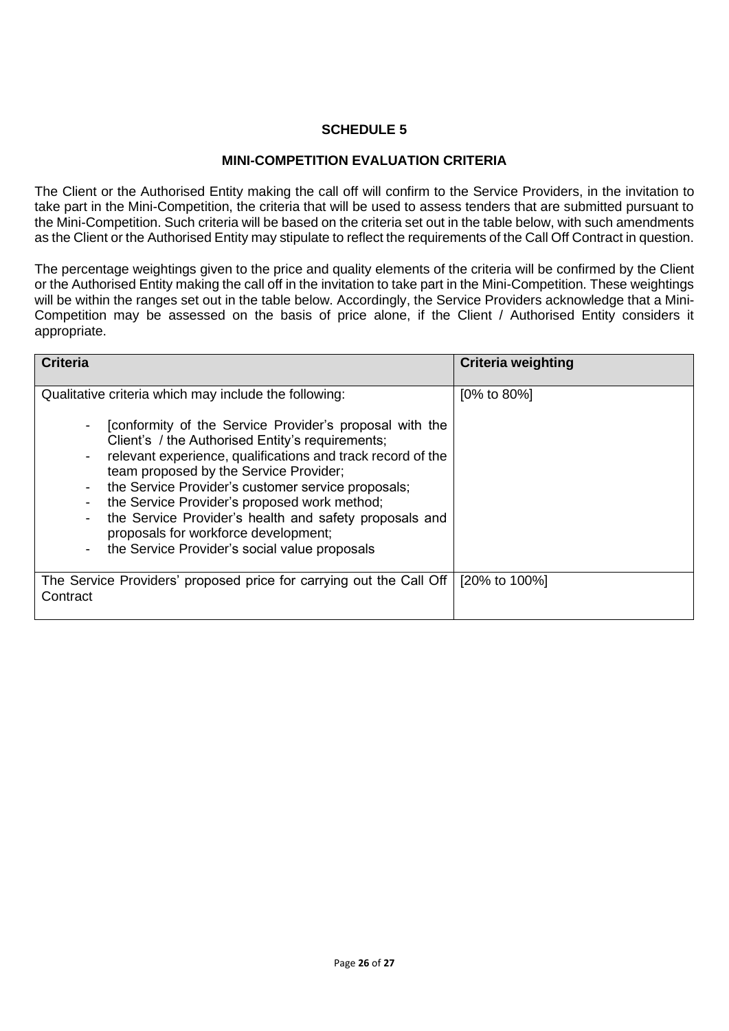## SCHEDULE 5

## MINI-COMPETITION EVALUATION CRITERIA

The Client or the Authorised Entity making the call off will confirm to the Service Providers, in the invitation to take part in the Mini-Competition, the criteria that will be used to assess tenders that are submitted pursuant to the Mini-Competition. Such criteria will be based on the criteria set out in the table below, with such amendments as the Client or the Authorised Entity may stipulate to reflect the requirements of the Call Off Contract in question.

The percentage weightings given to the price and quality elements of the criteria will be confirmed by the Client or the Authorised Entity making the call off in the invitation to take part in the Mini-Competition. These weightings will be within the ranges set out in the table below. Accordingly, the Service Providers acknowledge that a Mini-Competition may be assessed on the basis of price alone, if the Client / Authorised Entity considers it appropriate.

| Criteria | Criteria weighting |
| --- | --- |
| Qualitative criteria which may include the following:<br><br>- [conformity of the Service Provider's proposal with the Client's / the Authorised Entity's requirements;<br>- relevant experience, qualifications and track record of the team proposed by the Service Provider;<br>- the Service Provider's customer service proposals;<br>- the Service Provider's proposed work method;<br>- the Service Provider's health and safety proposals and proposals for workforce development;<br>- the Service Provider's social value proposals | [0% to 80%] |
| The Service Providers' proposed price for carrying out the Call Off Contract | [20% to 100%] |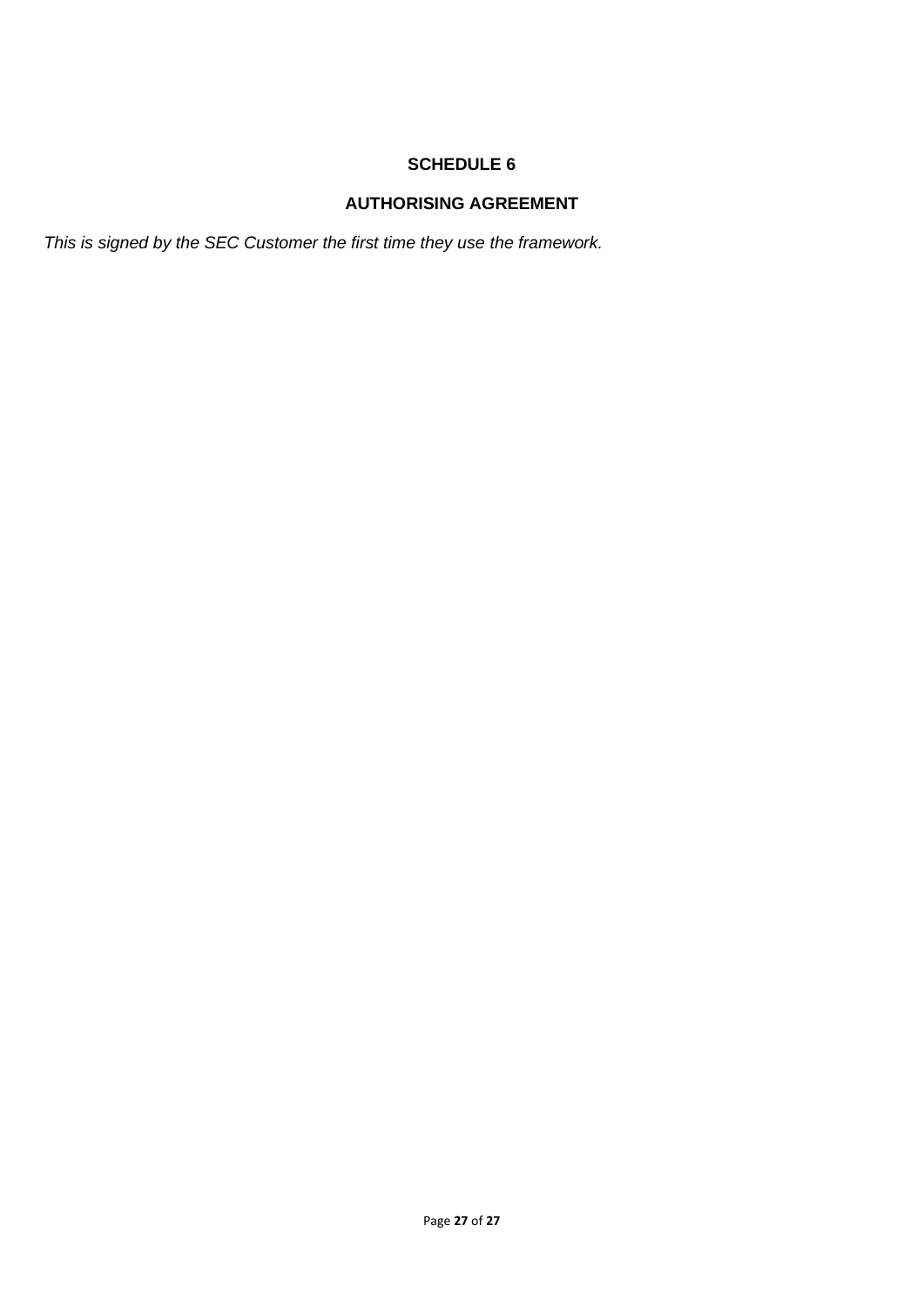## SCHEDULE 6

## AUTHORISING AGREEMENT

*This is signed by the SEC Customer the first time they use the framework.*